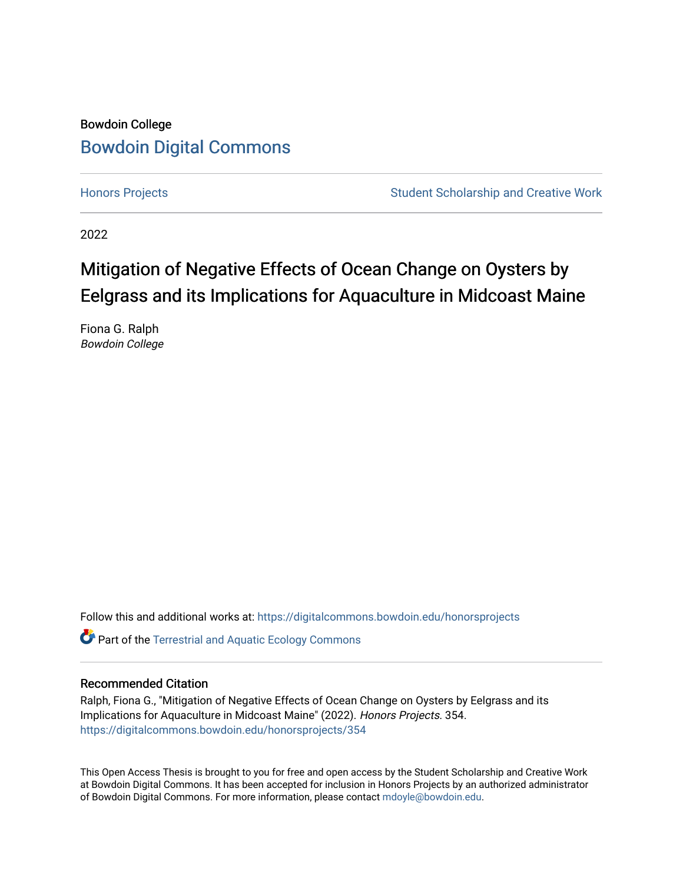Bowdoin College

# Bowdoin Digital Commons

Honors Projects | Student Scholarship and Creative Work

2022

## Mitigation of Negative Effects of Ocean Change on Oysters by Eelgrass and its Implications for Aquaculture in Midcoast Maine

Fiona G. Ralph
*Bowdoin College*

Follow this and additional works at: https://digitalcommons.bowdoin.edu/honorsprojects

Part of the Terrestrial and Aquatic Ecology Commons

### Recommended Citation

Ralph, Fiona G., "Mitigation of Negative Effects of Ocean Change on Oysters by Eelgrass and its Implications for Aquaculture in Midcoast Maine" (2022). *Honors Projects*. 354.
https://digitalcommons.bowdoin.edu/honorsprojects/354

This Open Access Thesis is brought to you for free and open access by the Student Scholarship and Creative Work at Bowdoin Digital Commons. It has been accepted for inclusion in Honors Projects by an authorized administrator of Bowdoin Digital Commons. For more information, please contact mdoyle@bowdoin.edu.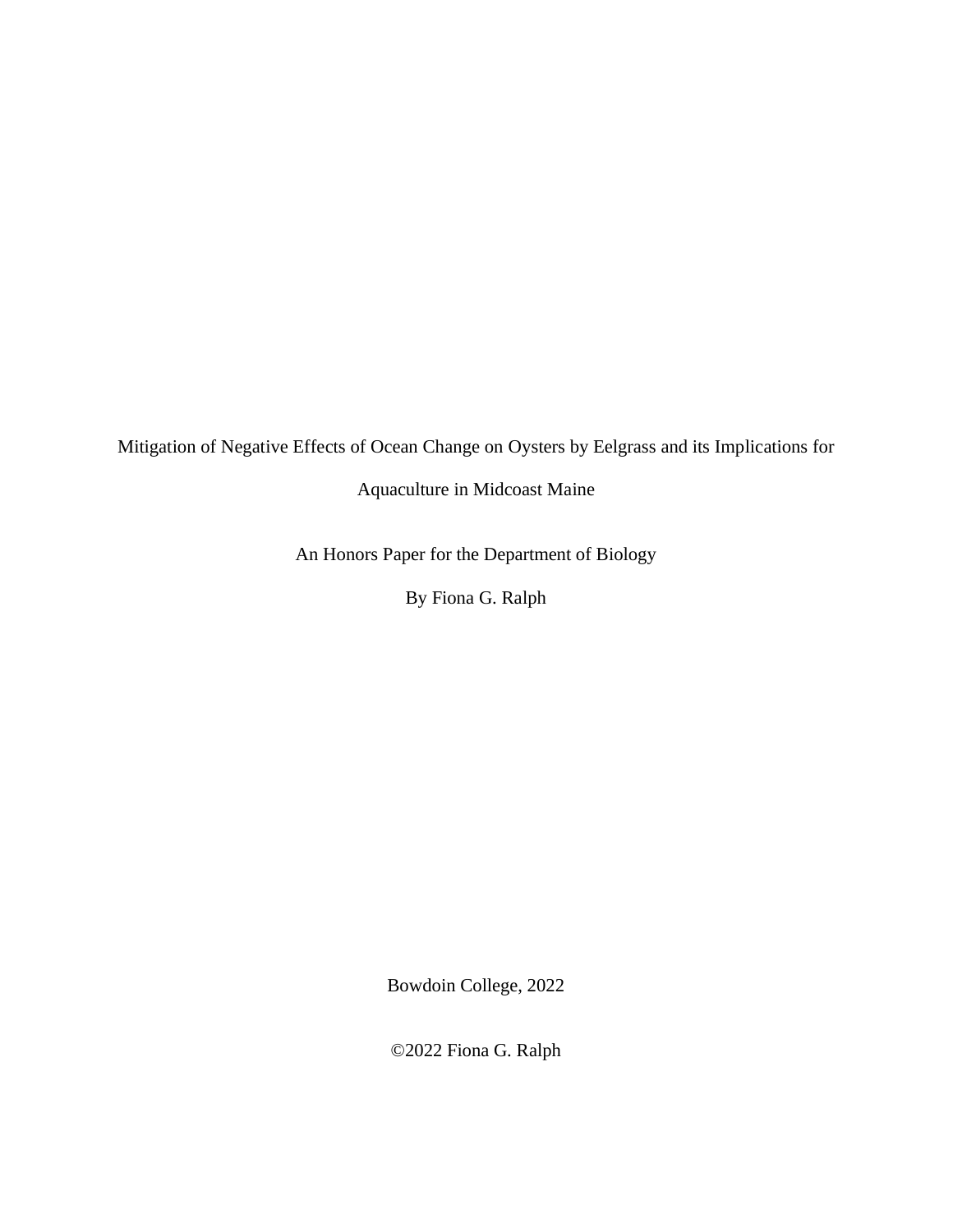# Mitigation of Negative Effects of Ocean Change on Oysters by Eelgrass and its Implications for Aquaculture in Midcoast Maine

An Honors Paper for the Department of Biology

By Fiona G. Ralph

Bowdoin College, 2022

©2022 Fiona G. Ralph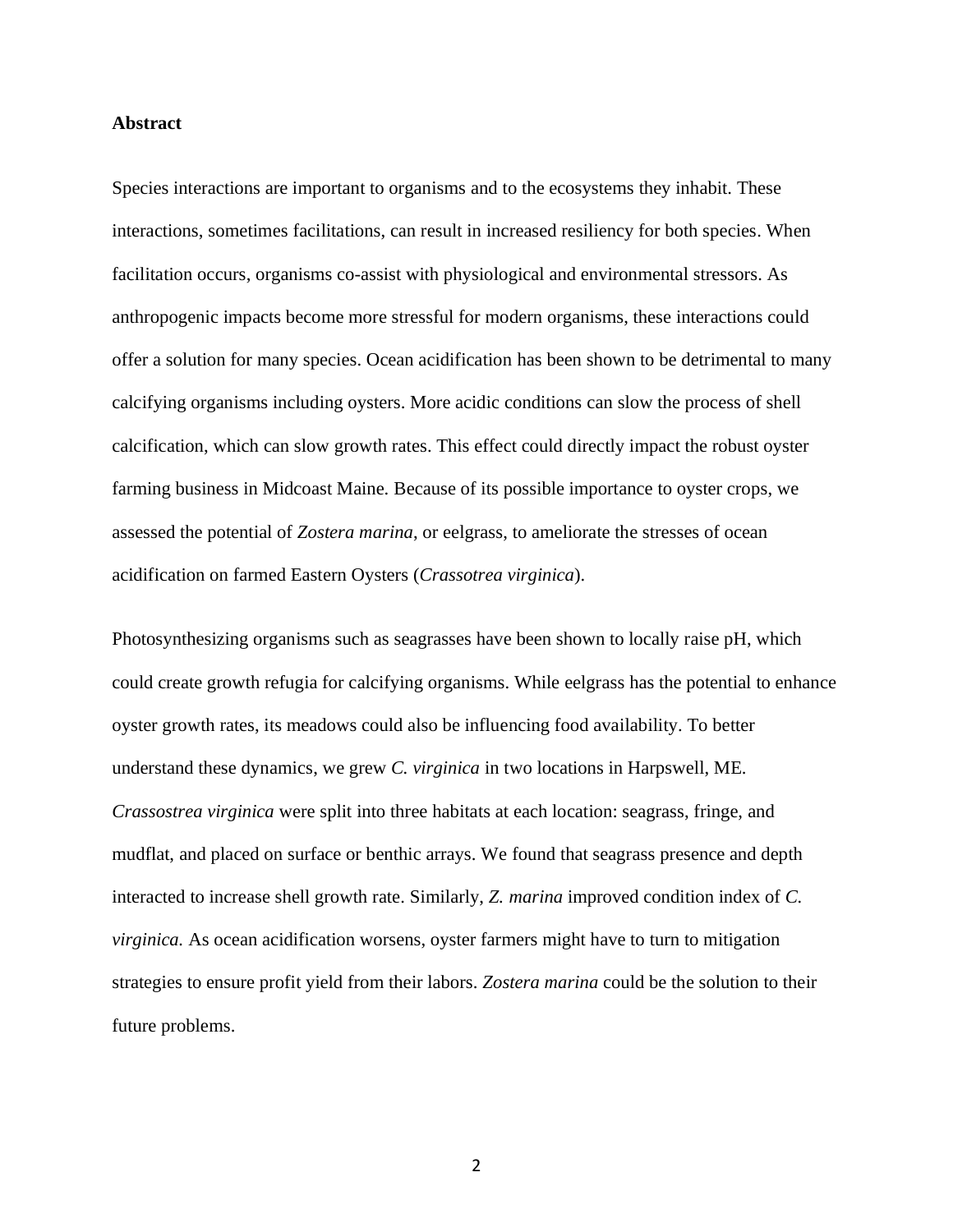**Abstract**

Species interactions are important to organisms and to the ecosystems they inhabit. These interactions, sometimes facilitations, can result in increased resiliency for both species. When facilitation occurs, organisms co-assist with physiological and environmental stressors. As anthropogenic impacts become more stressful for modern organisms, these interactions could offer a solution for many species. Ocean acidification has been shown to be detrimental to many calcifying organisms including oysters. More acidic conditions can slow the process of shell calcification, which can slow growth rates. This effect could directly impact the robust oyster farming business in Midcoast Maine. Because of its possible importance to oyster crops, we assessed the potential of *Zostera marina*, or eelgrass, to ameliorate the stresses of ocean acidification on farmed Eastern Oysters (*Crassotrea virginica*).

Photosynthesizing organisms such as seagrasses have been shown to locally raise pH, which could create growth refugia for calcifying organisms. While eelgrass has the potential to enhance oyster growth rates, its meadows could also be influencing food availability. To better understand these dynamics, we grew *C. virginica* in two locations in Harpswell, ME. *Crassostrea virginica* were split into three habitats at each location: seagrass, fringe, and mudflat, and placed on surface or benthic arrays. We found that seagrass presence and depth interacted to increase shell growth rate. Similarly, *Z. marina* improved condition index of *C. virginica.* As ocean acidification worsens, oyster farmers might have to turn to mitigation strategies to ensure profit yield from their labors. *Zostera marina* could be the solution to their future problems.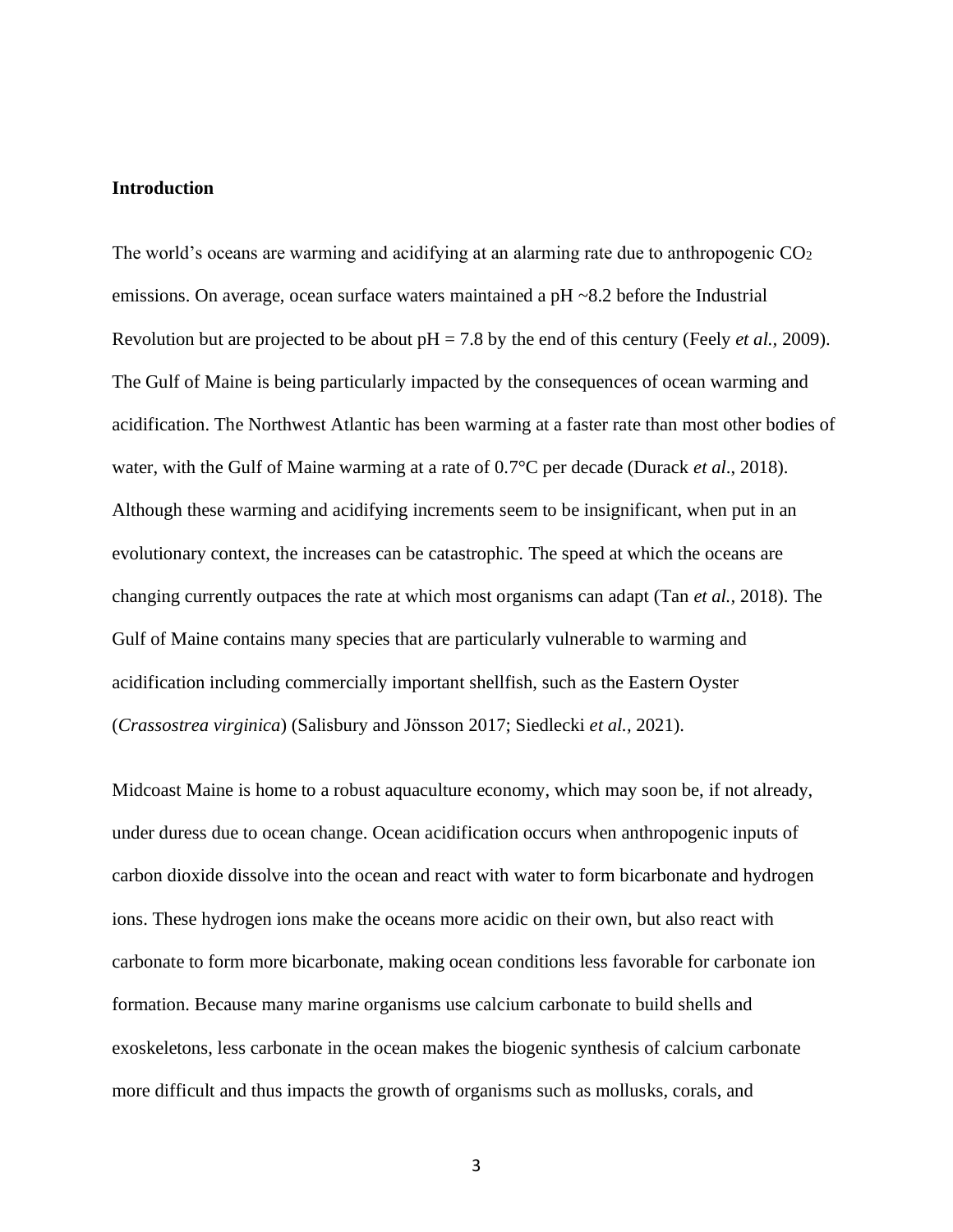**Introduction**

The world's oceans are warming and acidifying at an alarming rate due to anthropogenic $CO_2$ emissions. On average, ocean surface waters maintained a pH ~8.2 before the Industrial Revolution but are projected to be about pH = 7.8 by the end of this century (Feely *et al.,* 2009). The Gulf of Maine is being particularly impacted by the consequences of ocean warming and acidification. The Northwest Atlantic has been warming at a faster rate than most other bodies of water, with the Gulf of Maine warming at a rate of 0.7°C per decade (Durack *et al*., 2018). Although these warming and acidifying increments seem to be insignificant, when put in an evolutionary context, the increases can be catastrophic. The speed at which the oceans are changing currently outpaces the rate at which most organisms can adapt (Tan *et al.,* 2018). The Gulf of Maine contains many species that are particularly vulnerable to warming and acidification including commercially important shellfish, such as the Eastern Oyster (*Crassostrea virginica*) (Salisbury and Jönsson 2017; Siedlecki *et al.,* 2021).

Midcoast Maine is home to a robust aquaculture economy, which may soon be, if not already, under duress due to ocean change. Ocean acidification occurs when anthropogenic inputs of carbon dioxide dissolve into the ocean and react with water to form bicarbonate and hydrogen ions. These hydrogen ions make the oceans more acidic on their own, but also react with carbonate to form more bicarbonate, making ocean conditions less favorable for carbonate ion formation. Because many marine organisms use calcium carbonate to build shells and exoskeletons, less carbonate in the ocean makes the biogenic synthesis of calcium carbonate more difficult and thus impacts the growth of organisms such as mollusks, corals, and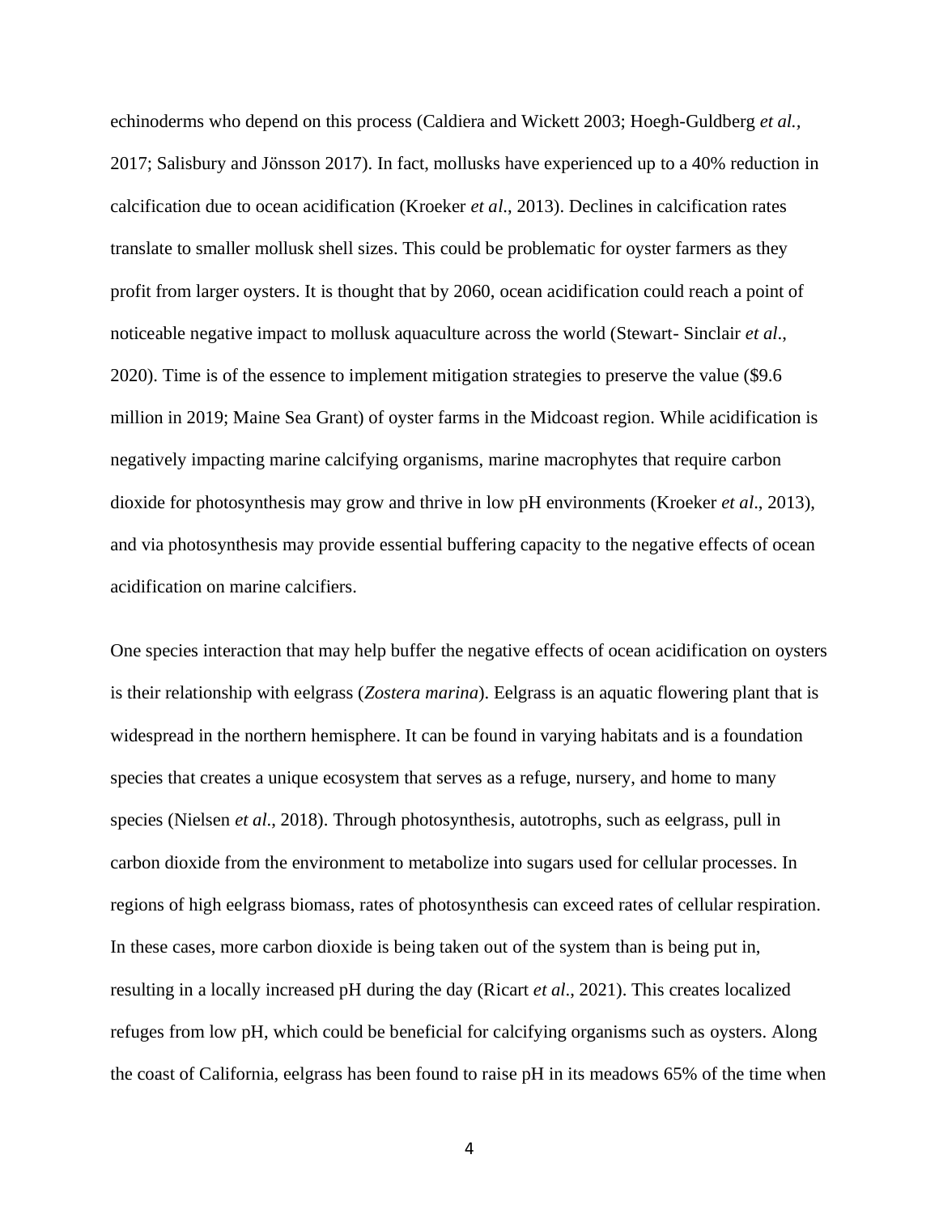echinoderms who depend on this process (Caldiera and Wickett 2003; Hoegh-Guldberg *et al.*, 2017; Salisbury and Jönsson 2017). In fact, mollusks have experienced up to a 40% reduction in calcification due to ocean acidification (Kroeker *et al*., 2013). Declines in calcification rates translate to smaller mollusk shell sizes. This could be problematic for oyster farmers as they profit from larger oysters. It is thought that by 2060, ocean acidification could reach a point of noticeable negative impact to mollusk aquaculture across the world (Stewart- Sinclair *et al*., 2020). Time is of the essence to implement mitigation strategies to preserve the value ($9.6 million in 2019; Maine Sea Grant) of oyster farms in the Midcoast region. While acidification is negatively impacting marine calcifying organisms, marine macrophytes that require carbon dioxide for photosynthesis may grow and thrive in low pH environments (Kroeker *et al*., 2013), and via photosynthesis may provide essential buffering capacity to the negative effects of ocean acidification on marine calcifiers.

One species interaction that may help buffer the negative effects of ocean acidification on oysters is their relationship with eelgrass (*Zostera marina*). Eelgrass is an aquatic flowering plant that is widespread in the northern hemisphere. It can be found in varying habitats and is a foundation species that creates a unique ecosystem that serves as a refuge, nursery, and home to many species (Nielsen *et al*., 2018). Through photosynthesis, autotrophs, such as eelgrass, pull in carbon dioxide from the environment to metabolize into sugars used for cellular processes. In regions of high eelgrass biomass, rates of photosynthesis can exceed rates of cellular respiration. In these cases, more carbon dioxide is being taken out of the system than is being put in, resulting in a locally increased pH during the day (Ricart *et al*., 2021). This creates localized refuges from low pH, which could be beneficial for calcifying organisms such as oysters. Along the coast of California, eelgrass has been found to raise pH in its meadows 65% of the time when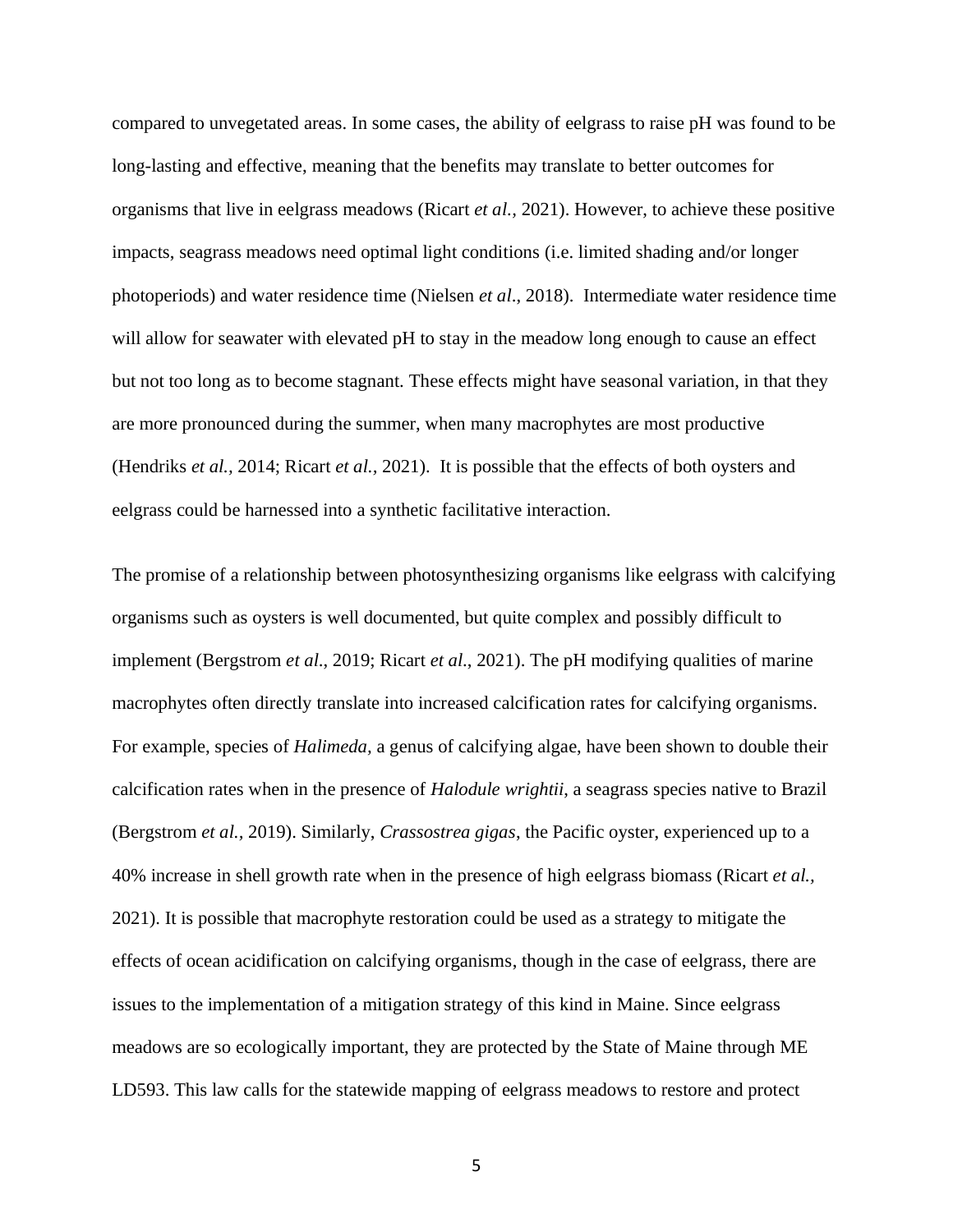compared to unvegetated areas. In some cases, the ability of eelgrass to raise pH was found to be long-lasting and effective, meaning that the benefits may translate to better outcomes for organisms that live in eelgrass meadows (Ricart *et al.*, 2021). However, to achieve these positive impacts, seagrass meadows need optimal light conditions (i.e. limited shading and/or longer photoperiods) and water residence time (Nielsen *et al*., 2018). Intermediate water residence time will allow for seawater with elevated pH to stay in the meadow long enough to cause an effect but not too long as to become stagnant. These effects might have seasonal variation, in that they are more pronounced during the summer, when many macrophytes are most productive (Hendriks *et al.,* 2014; Ricart *et al.,* 2021). It is possible that the effects of both oysters and eelgrass could be harnessed into a synthetic facilitative interaction.

The promise of a relationship between photosynthesizing organisms like eelgrass with calcifying organisms such as oysters is well documented, but quite complex and possibly difficult to implement (Bergstrom *et al*., 2019; Ricart *et al*., 2021). The pH modifying qualities of marine macrophytes often directly translate into increased calcification rates for calcifying organisms. For example, species of *Halimeda,* a genus of calcifying algae, have been shown to double their calcification rates when in the presence of *Halodule wrightii*, a seagrass species native to Brazil (Bergstrom *et al.,* 2019). Similarly, *Crassostrea gigas*, the Pacific oyster, experienced up to a 40% increase in shell growth rate when in the presence of high eelgrass biomass (Ricart *et al.,* 2021). It is possible that macrophyte restoration could be used as a strategy to mitigate the effects of ocean acidification on calcifying organisms, though in the case of eelgrass, there are issues to the implementation of a mitigation strategy of this kind in Maine. Since eelgrass meadows are so ecologically important, they are protected by the State of Maine through ME LD593. This law calls for the statewide mapping of eelgrass meadows to restore and protect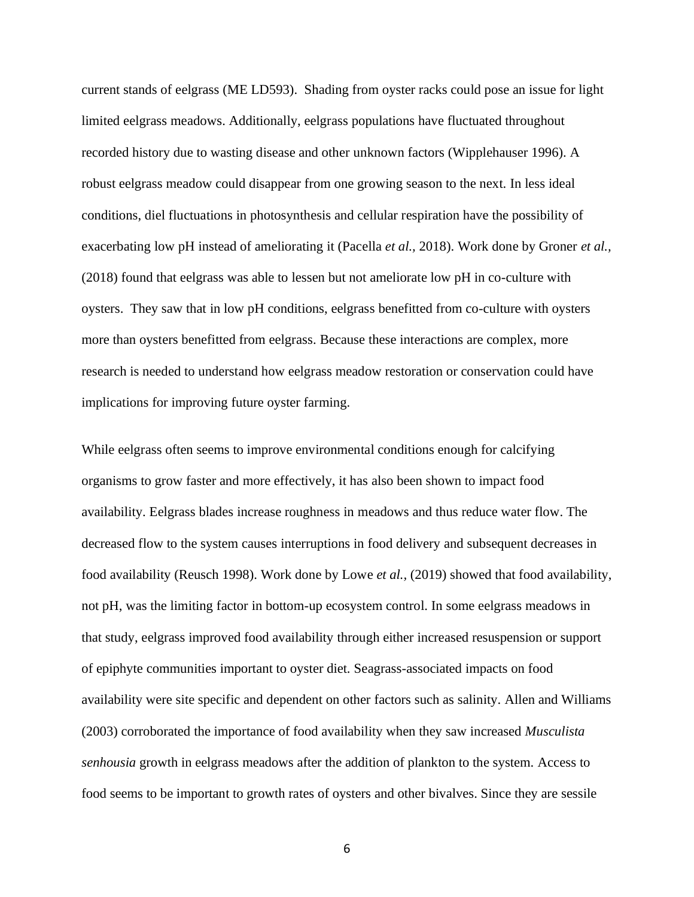current stands of eelgrass (ME LD593). Shading from oyster racks could pose an issue for light limited eelgrass meadows. Additionally, eelgrass populations have fluctuated throughout recorded history due to wasting disease and other unknown factors (Wipplehauser 1996). A robust eelgrass meadow could disappear from one growing season to the next. In less ideal conditions, diel fluctuations in photosynthesis and cellular respiration have the possibility of exacerbating low pH instead of ameliorating it (Pacella *et al.,* 2018). Work done by Groner *et al.,* (2018) found that eelgrass was able to lessen but not ameliorate low pH in co-culture with oysters. They saw that in low pH conditions, eelgrass benefitted from co-culture with oysters more than oysters benefitted from eelgrass. Because these interactions are complex, more research is needed to understand how eelgrass meadow restoration or conservation could have implications for improving future oyster farming.

While eelgrass often seems to improve environmental conditions enough for calcifying organisms to grow faster and more effectively, it has also been shown to impact food availability. Eelgrass blades increase roughness in meadows and thus reduce water flow. The decreased flow to the system causes interruptions in food delivery and subsequent decreases in food availability (Reusch 1998). Work done by Lowe *et al.,* (2019) showed that food availability, not pH, was the limiting factor in bottom-up ecosystem control. In some eelgrass meadows in that study, eelgrass improved food availability through either increased resuspension or support of epiphyte communities important to oyster diet. Seagrass-associated impacts on food availability were site specific and dependent on other factors such as salinity. Allen and Williams (2003) corroborated the importance of food availability when they saw increased *Musculista senhousia* growth in eelgrass meadows after the addition of plankton to the system. Access to food seems to be important to growth rates of oysters and other bivalves. Since they are sessile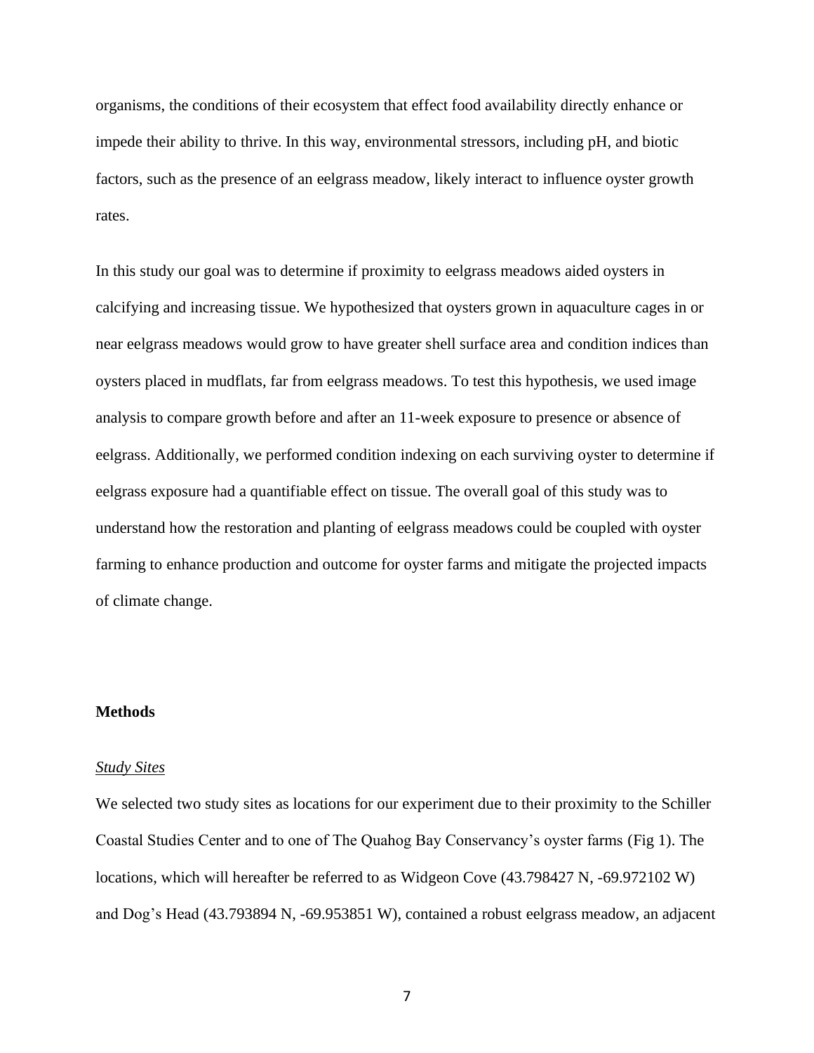organisms, the conditions of their ecosystem that effect food availability directly enhance or impede their ability to thrive. In this way, environmental stressors, including pH, and biotic factors, such as the presence of an eelgrass meadow, likely interact to influence oyster growth rates.

In this study our goal was to determine if proximity to eelgrass meadows aided oysters in calcifying and increasing tissue. We hypothesized that oysters grown in aquaculture cages in or near eelgrass meadows would grow to have greater shell surface area and condition indices than oysters placed in mudflats, far from eelgrass meadows. To test this hypothesis, we used image analysis to compare growth before and after an 11-week exposure to presence or absence of eelgrass. Additionally, we performed condition indexing on each surviving oyster to determine if eelgrass exposure had a quantifiable effect on tissue. The overall goal of this study was to understand how the restoration and planting of eelgrass meadows could be coupled with oyster farming to enhance production and outcome for oyster farms and mitigate the projected impacts of climate change.

## Methods

### *Study Sites*

We selected two study sites as locations for our experiment due to their proximity to the Schiller Coastal Studies Center and to one of The Quahog Bay Conservancy's oyster farms (Fig 1). The locations, which will hereafter be referred to as Widgeon Cove (43.798427 N, -69.972102 W) and Dog's Head (43.793894 N, -69.953851 W), contained a robust eelgrass meadow, an adjacent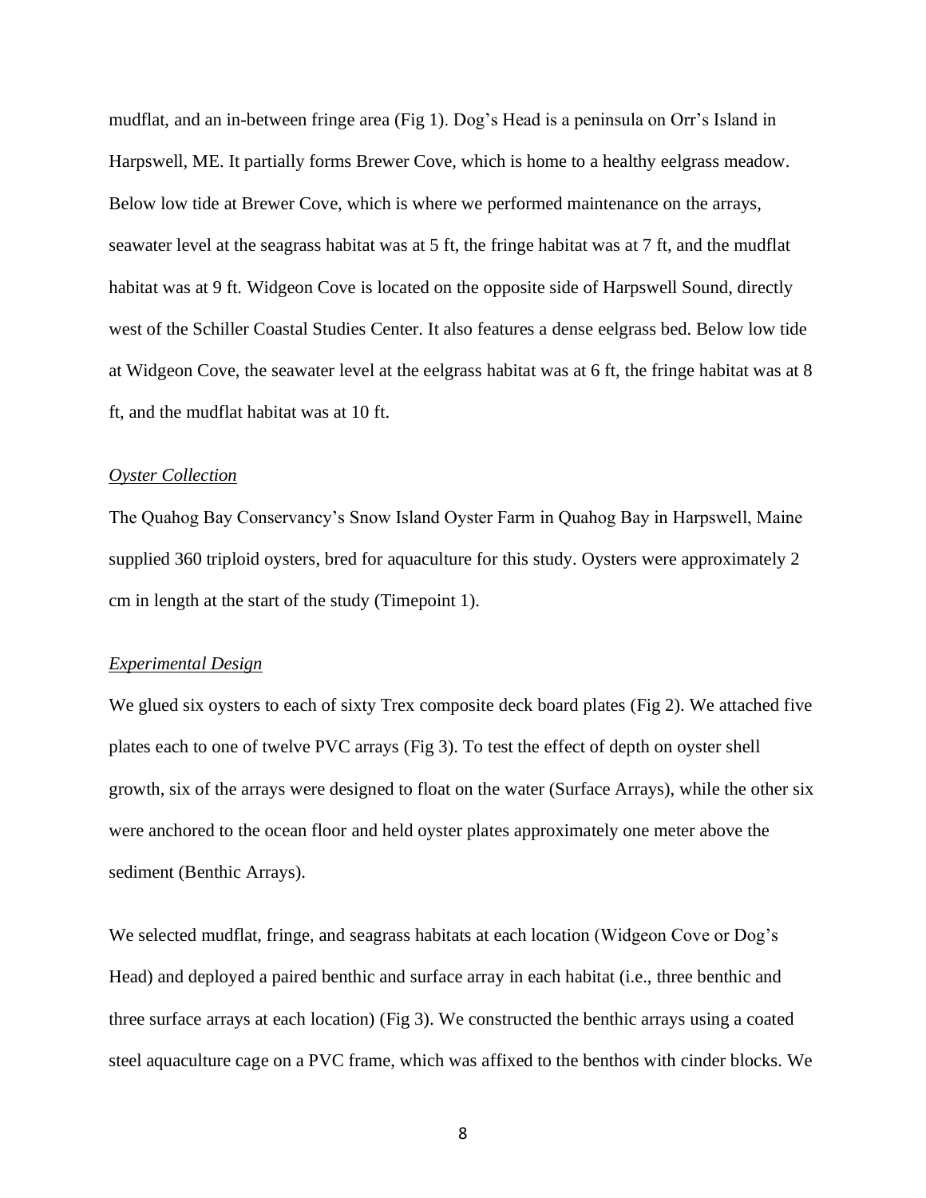mudflat, and an in-between fringe area (Fig 1). Dog's Head is a peninsula on Orr's Island in Harpswell, ME. It partially forms Brewer Cove, which is home to a healthy eelgrass meadow. Below low tide at Brewer Cove, which is where we performed maintenance on the arrays, seawater level at the seagrass habitat was at 5 ft, the fringe habitat was at 7 ft, and the mudflat habitat was at 9 ft. Widgeon Cove is located on the opposite side of Harpswell Sound, directly west of the Schiller Coastal Studies Center. It also features a dense eelgrass bed. Below low tide at Widgeon Cove, the seawater level at the eelgrass habitat was at 6 ft, the fringe habitat was at 8 ft, and the mudflat habitat was at 10 ft.

### *Oyster Collection*

The Quahog Bay Conservancy's Snow Island Oyster Farm in Quahog Bay in Harpswell, Maine supplied 360 triploid oysters, bred for aquaculture for this study. Oysters were approximately 2 cm in length at the start of the study (Timepoint 1).

### *Experimental Design*

We glued six oysters to each of sixty Trex composite deck board plates (Fig 2). We attached five plates each to one of twelve PVC arrays (Fig 3). To test the effect of depth on oyster shell growth, six of the arrays were designed to float on the water (Surface Arrays), while the other six were anchored to the ocean floor and held oyster plates approximately one meter above the sediment (Benthic Arrays).

We selected mudflat, fringe, and seagrass habitats at each location (Widgeon Cove or Dog's Head) and deployed a paired benthic and surface array in each habitat (i.e., three benthic and three surface arrays at each location) (Fig 3). We constructed the benthic arrays using a coated steel aquaculture cage on a PVC frame, which was affixed to the benthos with cinder blocks. We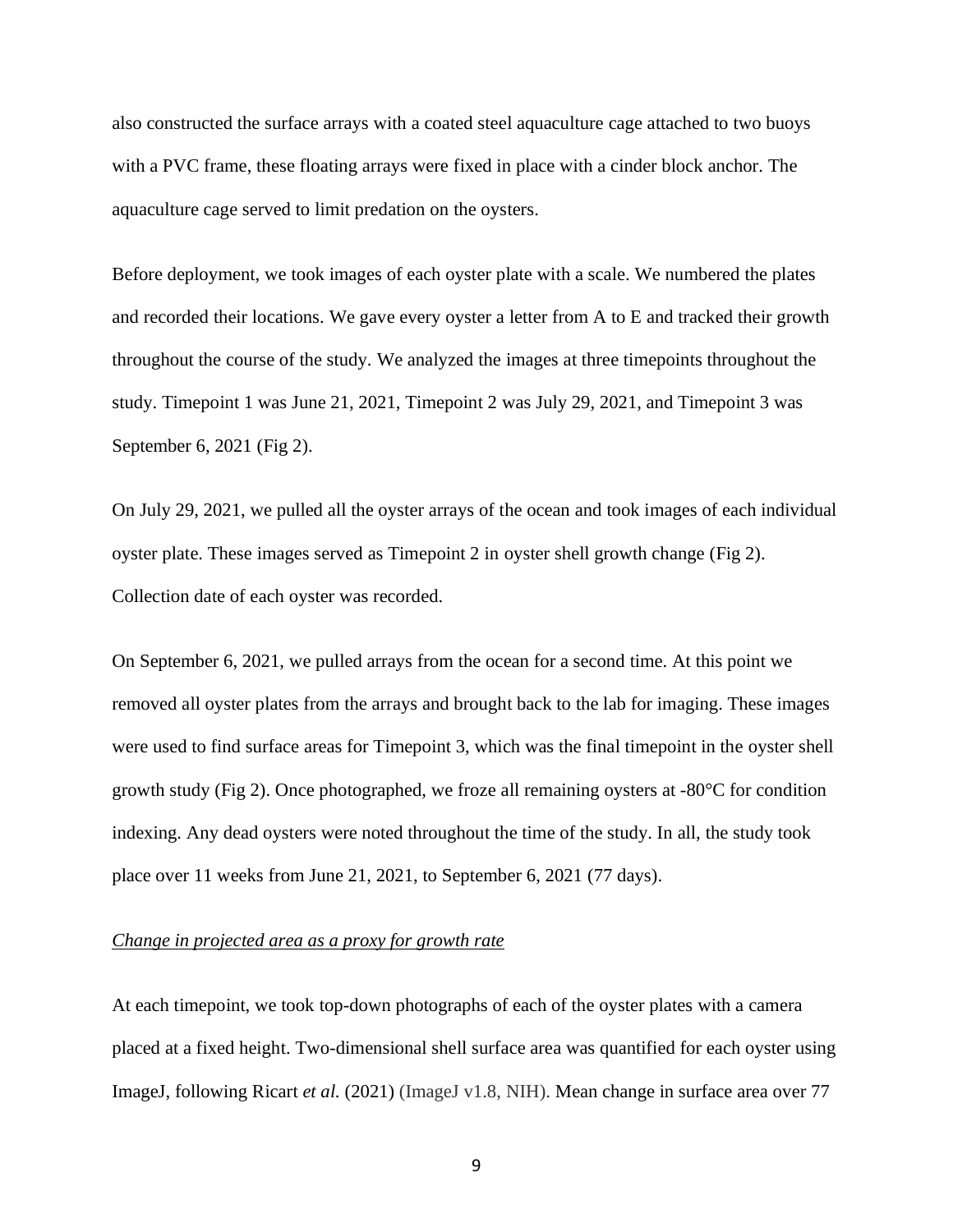also constructed the surface arrays with a coated steel aquaculture cage attached to two buoys with a PVC frame, these floating arrays were fixed in place with a cinder block anchor. The aquaculture cage served to limit predation on the oysters.

Before deployment, we took images of each oyster plate with a scale. We numbered the plates and recorded their locations. We gave every oyster a letter from A to E and tracked their growth throughout the course of the study. We analyzed the images at three timepoints throughout the study. Timepoint 1 was June 21, 2021, Timepoint 2 was July 29, 2021, and Timepoint 3 was September 6, 2021 (Fig 2).

On July 29, 2021, we pulled all the oyster arrays of the ocean and took images of each individual oyster plate. These images served as Timepoint 2 in oyster shell growth change (Fig 2). Collection date of each oyster was recorded.

On September 6, 2021, we pulled arrays from the ocean for a second time. At this point we removed all oyster plates from the arrays and brought back to the lab for imaging. These images were used to find surface areas for Timepoint 3, which was the final timepoint in the oyster shell growth study (Fig 2). Once photographed, we froze all remaining oysters at -80°C for condition indexing. Any dead oysters were noted throughout the time of the study. In all, the study took place over 11 weeks from June 21, 2021, to September 6, 2021 (77 days).

*Change in projected area as a proxy for growth rate*

At each timepoint, we took top-down photographs of each of the oyster plates with a camera placed at a fixed height. Two-dimensional shell surface area was quantified for each oyster using ImageJ, following Ricart *et al.* (2021) (ImageJ v1.8, NIH). Mean change in surface area over 77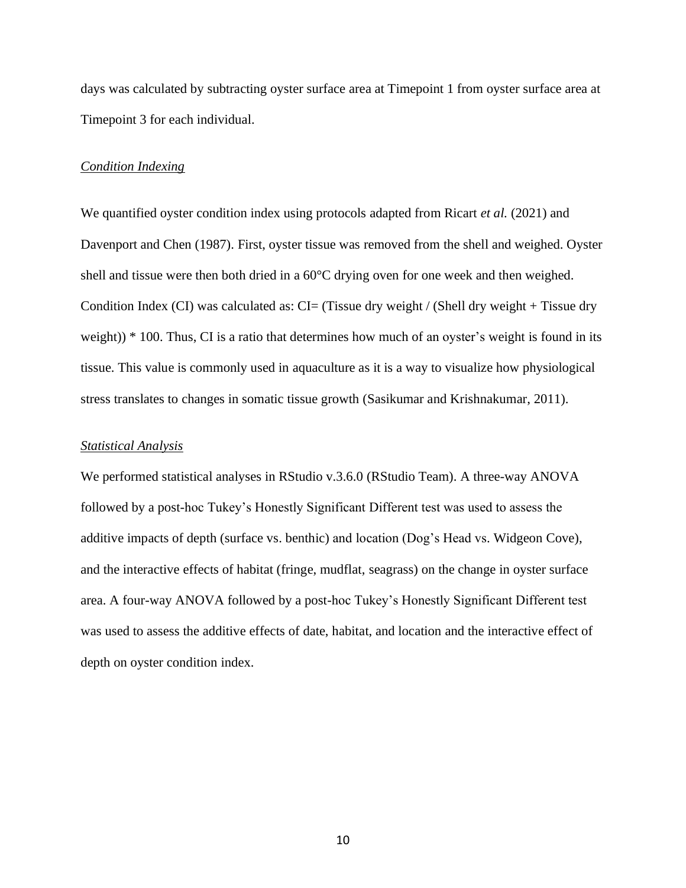days was calculated by subtracting oyster surface area at Timepoint 1 from oyster surface area at Timepoint 3 for each individual.

### *Condition Indexing*

We quantified oyster condition index using protocols adapted from Ricart *et al.* (2021) and Davenport and Chen (1987). First, oyster tissue was removed from the shell and weighed. Oyster shell and tissue were then both dried in a 60°C drying oven for one week and then weighed. Condition Index (CI) was calculated as: CI= (Tissue dry weight / (Shell dry weight + Tissue dry weight)) * 100. Thus, CI is a ratio that determines how much of an oyster's weight is found in its tissue. This value is commonly used in aquaculture as it is a way to visualize how physiological stress translates to changes in somatic tissue growth (Sasikumar and Krishnakumar, 2011).

### *Statistical Analysis*

We performed statistical analyses in RStudio v.3.6.0 (RStudio Team). A three-way ANOVA followed by a post-hoc Tukey's Honestly Significant Different test was used to assess the additive impacts of depth (surface vs. benthic) and location (Dog's Head vs. Widgeon Cove), and the interactive effects of habitat (fringe, mudflat, seagrass) on the change in oyster surface area. A four-way ANOVA followed by a post-hoc Tukey's Honestly Significant Different test was used to assess the additive effects of date, habitat, and location and the interactive effect of depth on oyster condition index.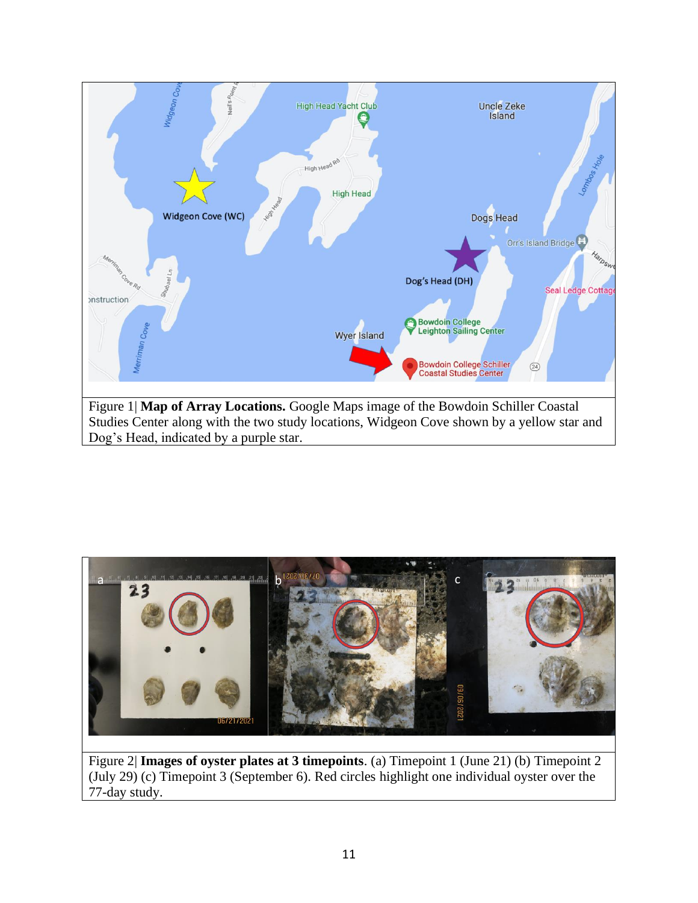Figure 1| **Map of Array Locations.** Google Maps image of the Bowdoin Schiller Coastal Studies Center along with the two study locations, Widgeon Cove shown by a yellow star and Dog's Head, indicated by a purple star.

Figure 2| **Images of oyster plates at 3 timepoints**. (a) Timepoint 1 (June 21) (b) Timepoint 2 (July 29) (c) Timepoint 3 (September 6). Red circles highlight one individual oyster over the 77-day study.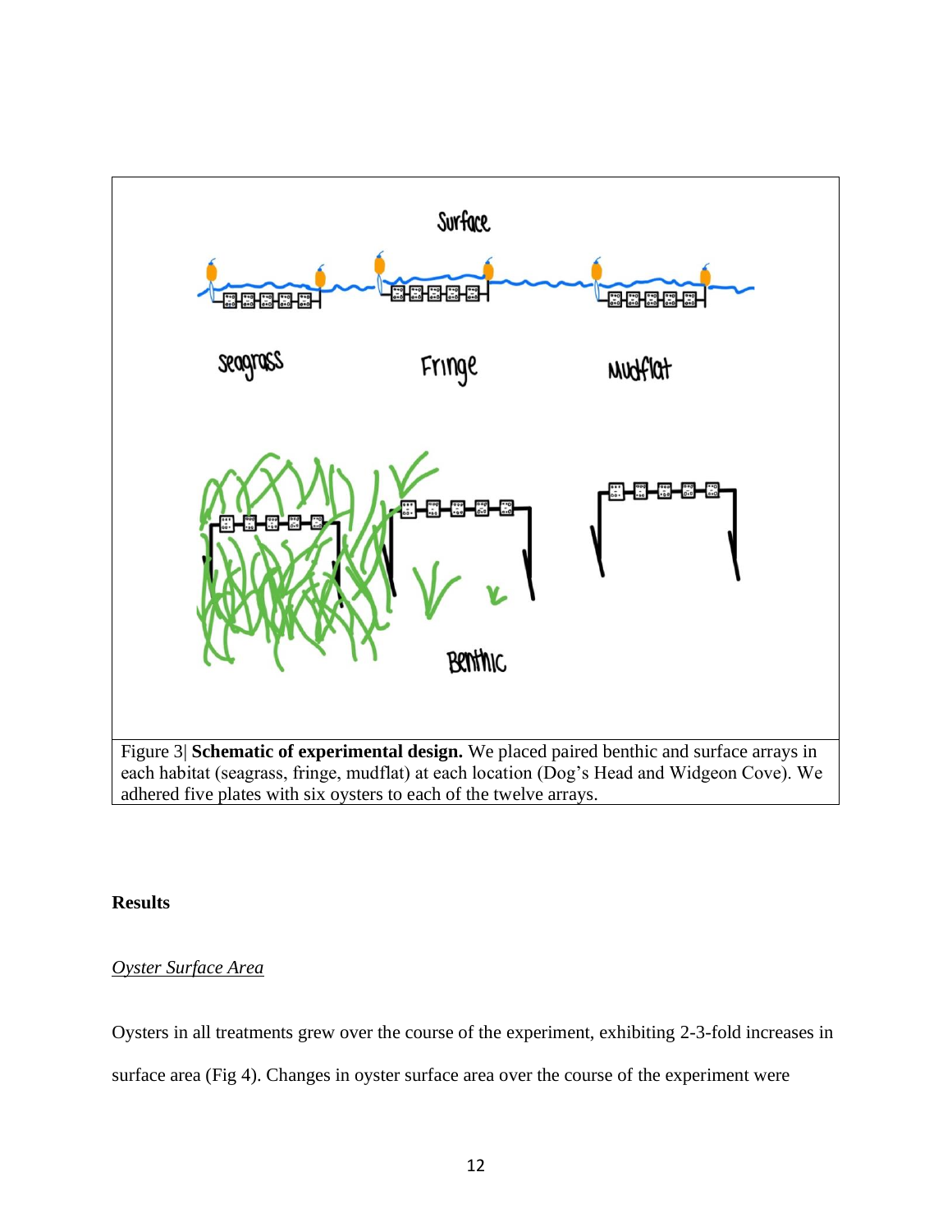Figure 3| **Schematic of experimental design.** We placed paired benthic and surface arrays in each habitat (seagrass, fringe, mudflat) at each location (Dog's Head and Widgeon Cove). We adhered five plates with six oysters to each of the twelve arrays.

## Results

### *Oyster Surface Area*

Oysters in all treatments grew over the course of the experiment, exhibiting 2-3-fold increases in surface area (Fig 4). Changes in oyster surface area over the course of the experiment were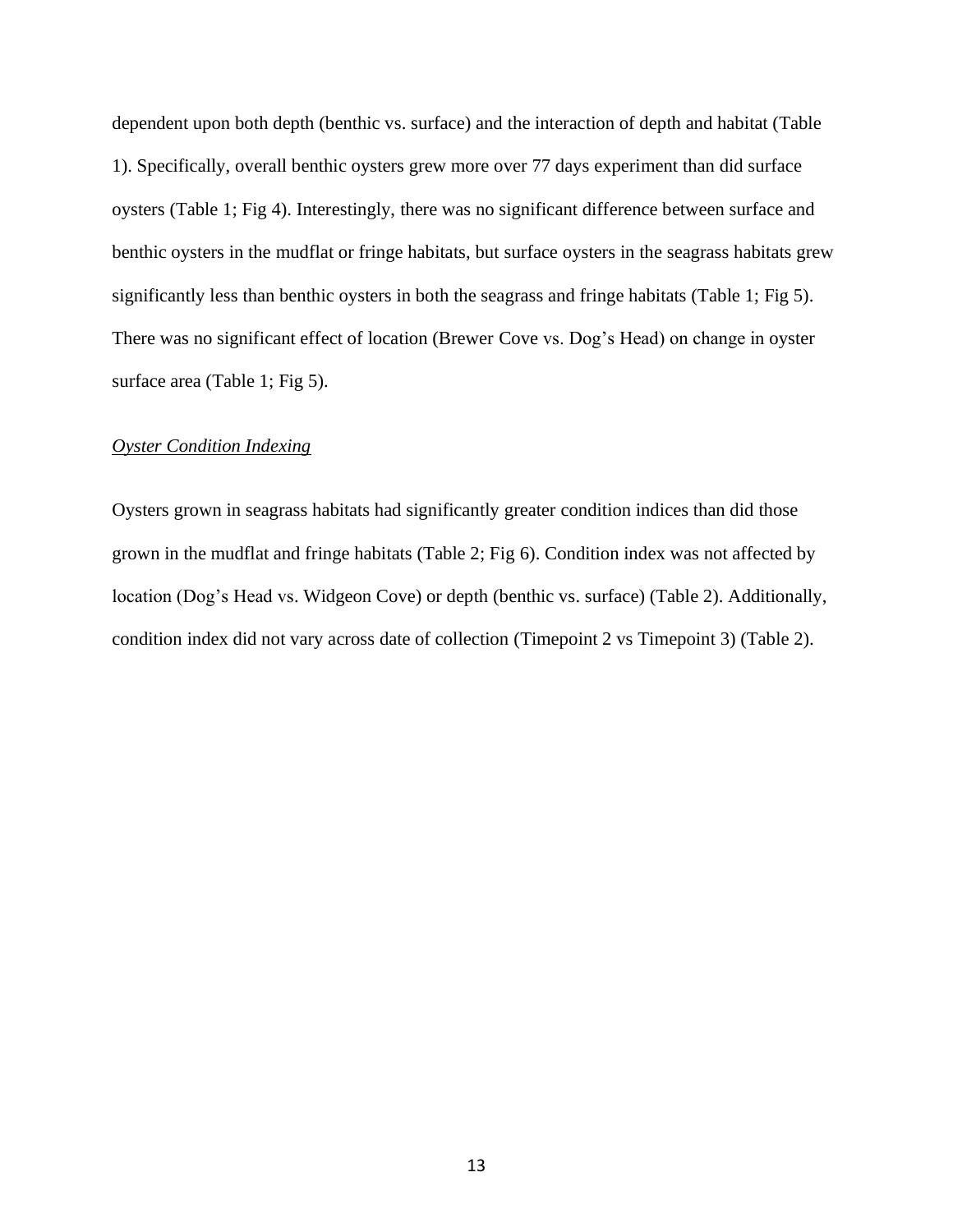dependent upon both depth (benthic vs. surface) and the interaction of depth and habitat (Table 1). Specifically, overall benthic oysters grew more over 77 days experiment than did surface oysters (Table 1; Fig 4). Interestingly, there was no significant difference between surface and benthic oysters in the mudflat or fringe habitats, but surface oysters in the seagrass habitats grew significantly less than benthic oysters in both the seagrass and fringe habitats (Table 1; Fig 5). There was no significant effect of location (Brewer Cove vs. Dog's Head) on change in oyster surface area (Table 1; Fig 5).

*Oyster Condition Indexing*

Oysters grown in seagrass habitats had significantly greater condition indices than did those grown in the mudflat and fringe habitats (Table 2; Fig 6). Condition index was not affected by location (Dog's Head vs. Widgeon Cove) or depth (benthic vs. surface) (Table 2). Additionally, condition index did not vary across date of collection (Timepoint 2 vs Timepoint 3) (Table 2).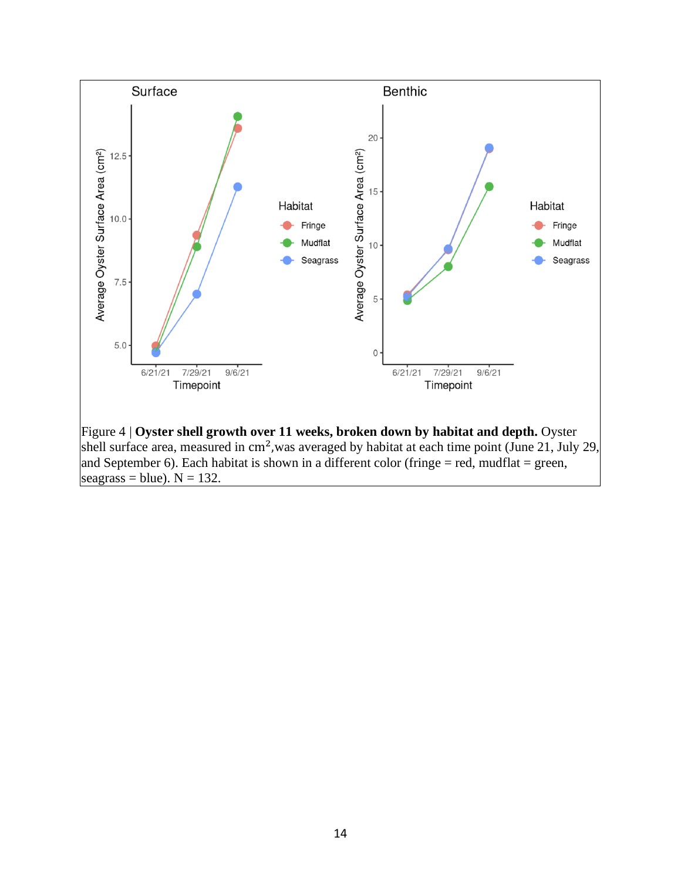Figure 4 | **Oyster shell growth over 11 weeks, broken down by habitat and depth.** Oyster shell surface area, measured in $cm^2$,was averaged by habitat at each time point (June 21, July 29, and September 6). Each habitat is shown in a different color (fringe = red, mudflat = green, seagrass = blue). N = 132.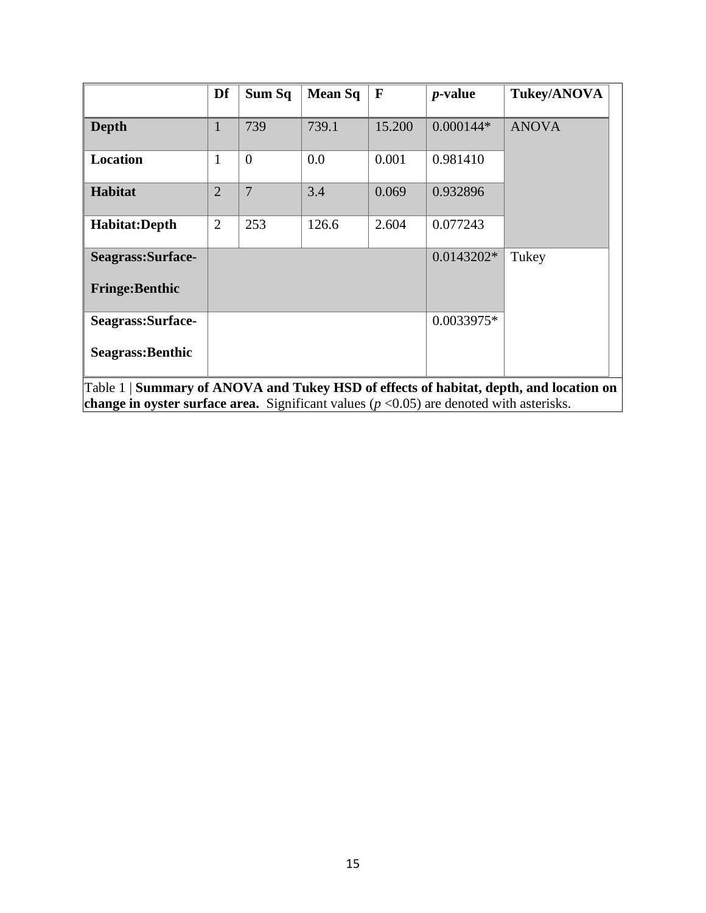| | Df | Sum Sq | Mean Sq | F | *p*-value | Tukey/ANOVA |
|---|---|---|---|---|---|---|
| **Depth** | 1 | 739 | 739.1 | 15.200 | 0.000144* | ANOVA |
| **Location** | 1 | 0 | 0.0 | 0.001 | 0.981410 | |
| **Habitat** | 2 | 7 | 3.4 | 0.069 | 0.932896 | |
| **Habitat:Depth** | 2 | 253 | 126.6 | 2.604 | 0.077243 | |
| **Seagrass:Surface-Fringe:Benthic** | | | | | 0.0143202* | Tukey |
| **Seagrass:Surface-Seagrass:Benthic** | | | | | 0.0033975* | |

Table 1 | **Summary of ANOVA and Tukey HSD of effects of habitat, depth, and location on change in oyster surface area.** Significant values ($p < 0.05$) are denoted with asterisks.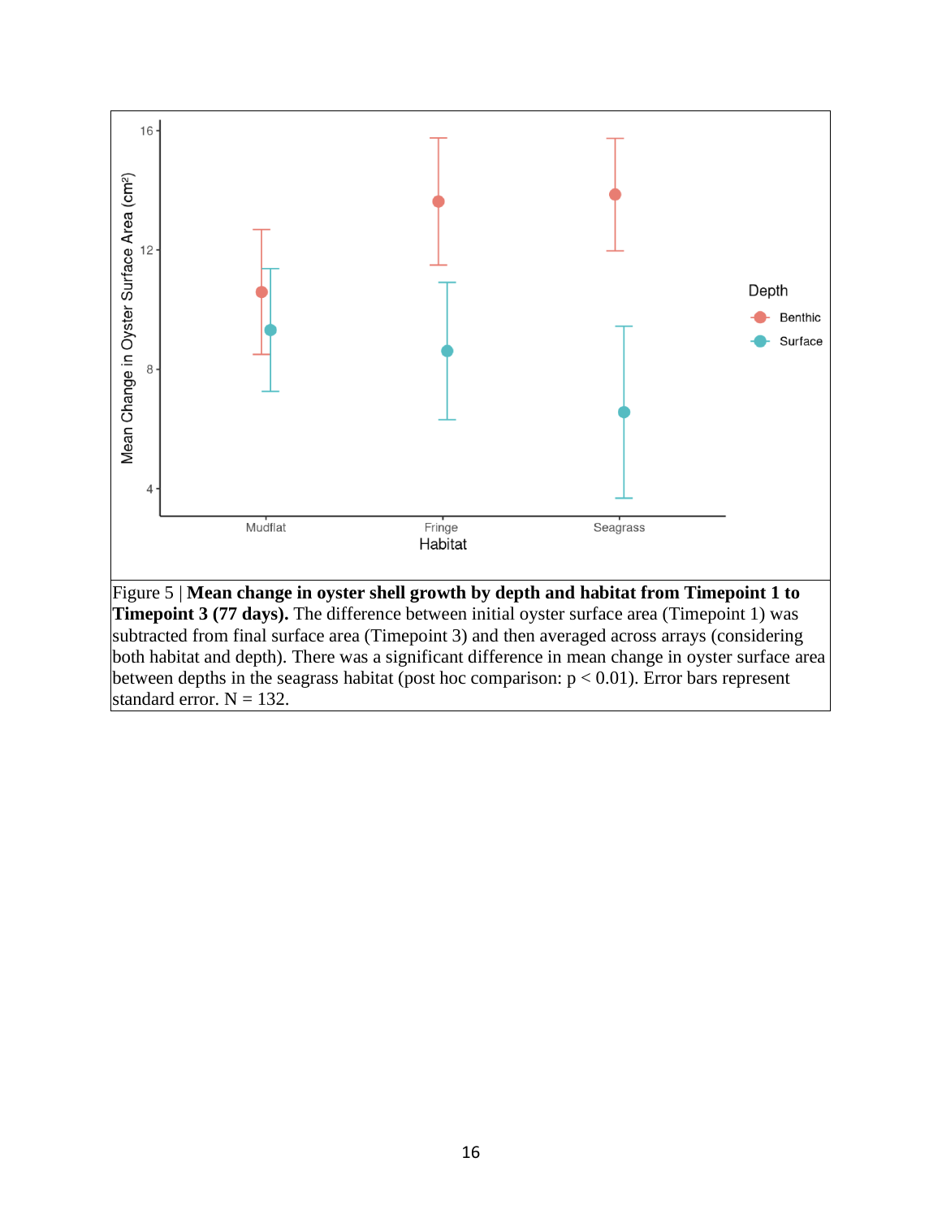Figure 5 | **Mean change in oyster shell growth by depth and habitat from Timepoint 1 to Timepoint 3 (77 days).** The difference between initial oyster surface area (Timepoint 1) was subtracted from final surface area (Timepoint 3) and then averaged across arrays (considering both habitat and depth). There was a significant difference in mean change in oyster surface area between depths in the seagrass habitat (post hoc comparison: $p < 0.01$). Error bars represent standard error. N = 132.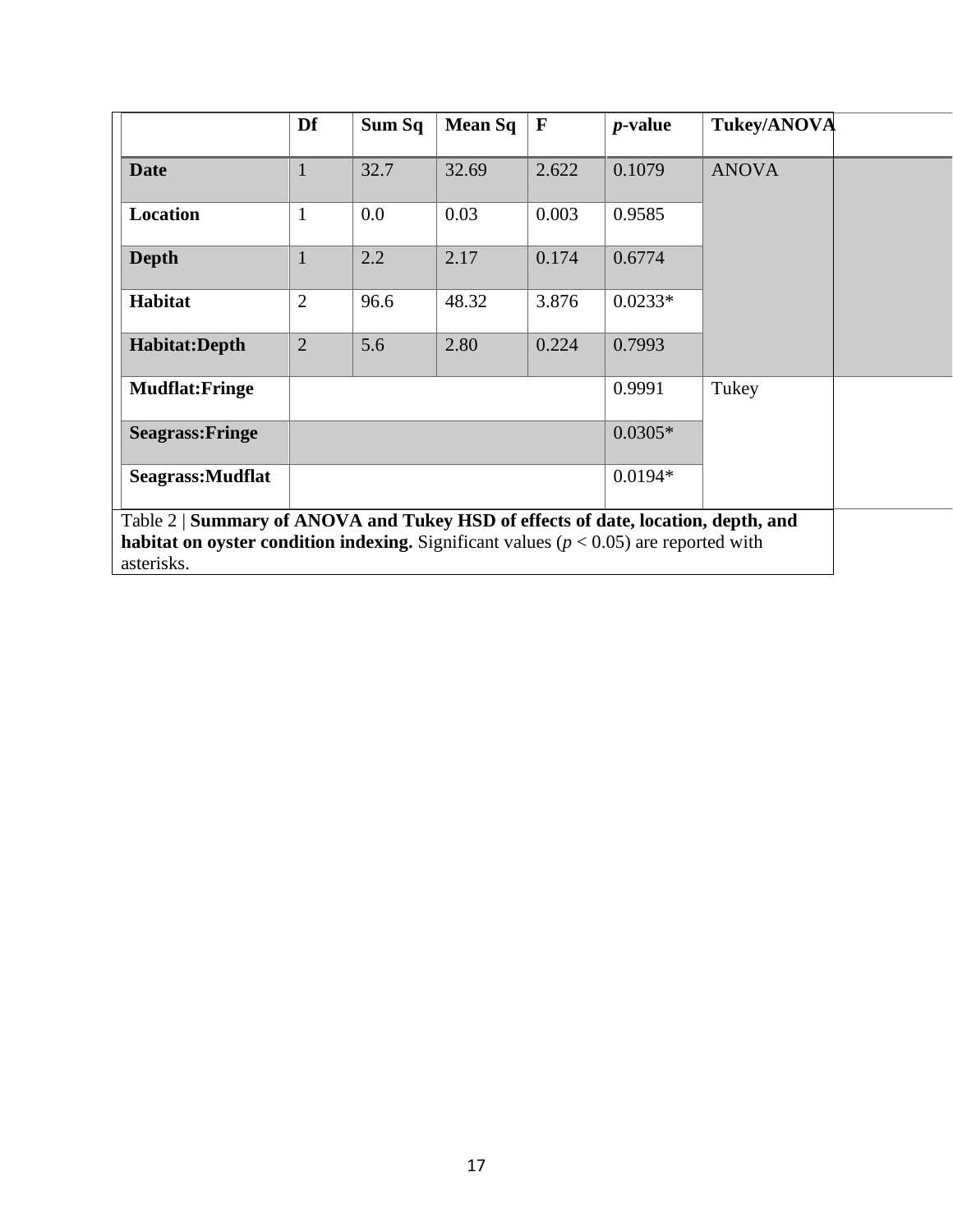| | Df | Sum Sq | Mean Sq | F | *p*-value | Tukey/ANOVA |
|---|---|---|---|---|---|---|
| **Date** | 1 | 32.7 | 32.69 | 2.622 | 0.1079 | ANOVA |
| **Location** | 1 | 0.0 | 0.03 | 0.003 | 0.9585 | |
| **Depth** | 1 | 2.2 | 2.17 | 0.174 | 0.6774 | |
| **Habitat** | 2 | 96.6 | 48.32 | 3.876 | 0.0233* | |
| **Habitat:Depth** | 2 | 5.6 | 2.80 | 0.224 | 0.7993 | |
| **Mudflat:Fringe** | | | | | 0.9991 | Tukey |
| **Seagrass:Fringe** | | | | | 0.0305* | |
| **Seagrass:Mudflat** | | | | | 0.0194* | |

Table 2 | **Summary of ANOVA and Tukey HSD of effects of date, location, depth, and habitat on oyster condition indexing.** Significant values ($p < 0.05$) are reported with asterisks.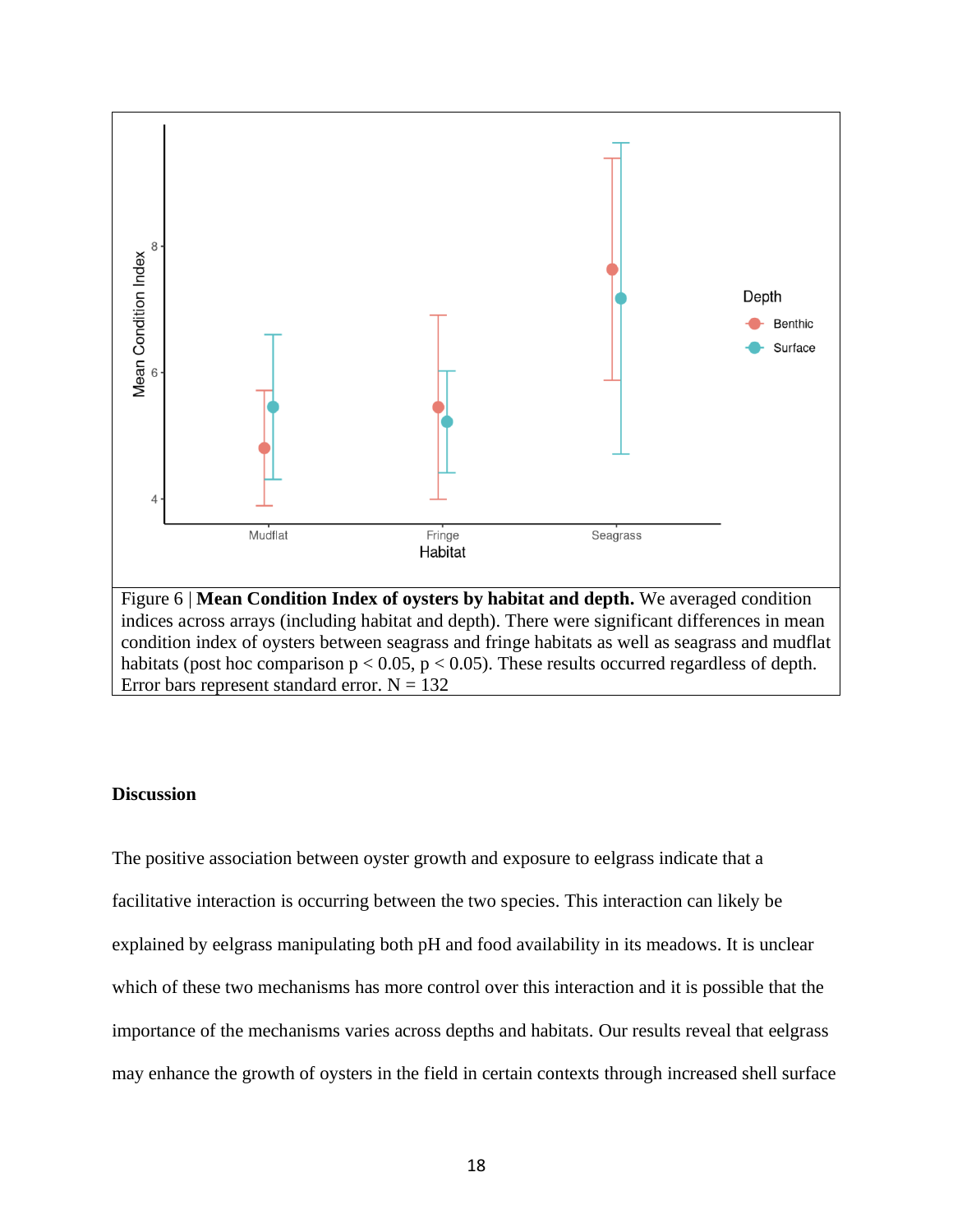Figure 6 | **Mean Condition Index of oysters by habitat and depth.** We averaged condition indices across arrays (including habitat and depth). There were significant differences in mean condition index of oysters between seagrass and fringe habitats as well as seagrass and mudflat habitats (post hoc comparison $p < 0.05$, $p < 0.05$). These results occurred regardless of depth. Error bars represent standard error. N = 132

## Discussion

The positive association between oyster growth and exposure to eelgrass indicate that a facilitative interaction is occurring between the two species. This interaction can likely be explained by eelgrass manipulating both pH and food availability in its meadows. It is unclear which of these two mechanisms has more control over this interaction and it is possible that the importance of the mechanisms varies across depths and habitats. Our results reveal that eelgrass may enhance the growth of oysters in the field in certain contexts through increased shell surface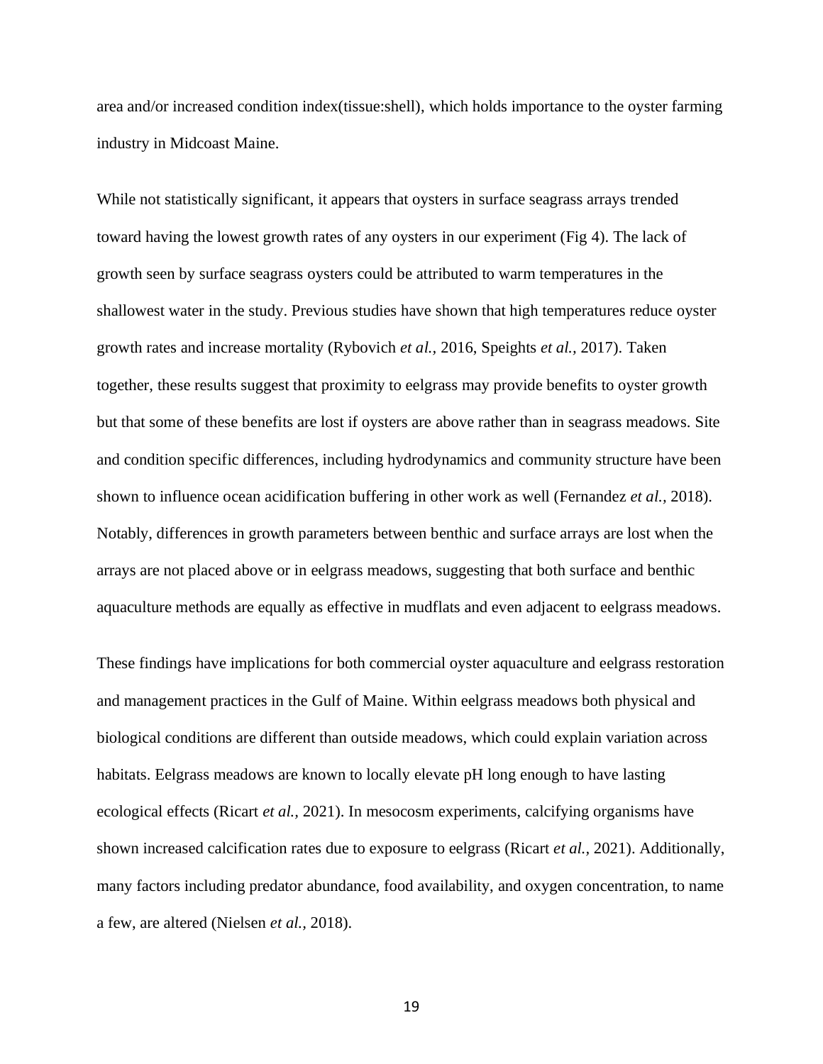area and/or increased condition index(tissue:shell), which holds importance to the oyster farming industry in Midcoast Maine.

While not statistically significant, it appears that oysters in surface seagrass arrays trended toward having the lowest growth rates of any oysters in our experiment (Fig 4). The lack of growth seen by surface seagrass oysters could be attributed to warm temperatures in the shallowest water in the study. Previous studies have shown that high temperatures reduce oyster growth rates and increase mortality (Rybovich *et al.*, 2016, Speights *et al.*, 2017). Taken together, these results suggest that proximity to eelgrass may provide benefits to oyster growth but that some of these benefits are lost if oysters are above rather than in seagrass meadows. Site and condition specific differences, including hydrodynamics and community structure have been shown to influence ocean acidification buffering in other work as well (Fernandez *et al.*, 2018). Notably, differences in growth parameters between benthic and surface arrays are lost when the arrays are not placed above or in eelgrass meadows, suggesting that both surface and benthic aquaculture methods are equally as effective in mudflats and even adjacent to eelgrass meadows.

These findings have implications for both commercial oyster aquaculture and eelgrass restoration and management practices in the Gulf of Maine. Within eelgrass meadows both physical and biological conditions are different than outside meadows, which could explain variation across habitats. Eelgrass meadows are known to locally elevate pH long enough to have lasting ecological effects (Ricart *et al.*, 2021). In mesocosm experiments, calcifying organisms have shown increased calcification rates due to exposure to eelgrass (Ricart *et al.*, 2021). Additionally, many factors including predator abundance, food availability, and oxygen concentration, to name a few, are altered (Nielsen *et al.*, 2018).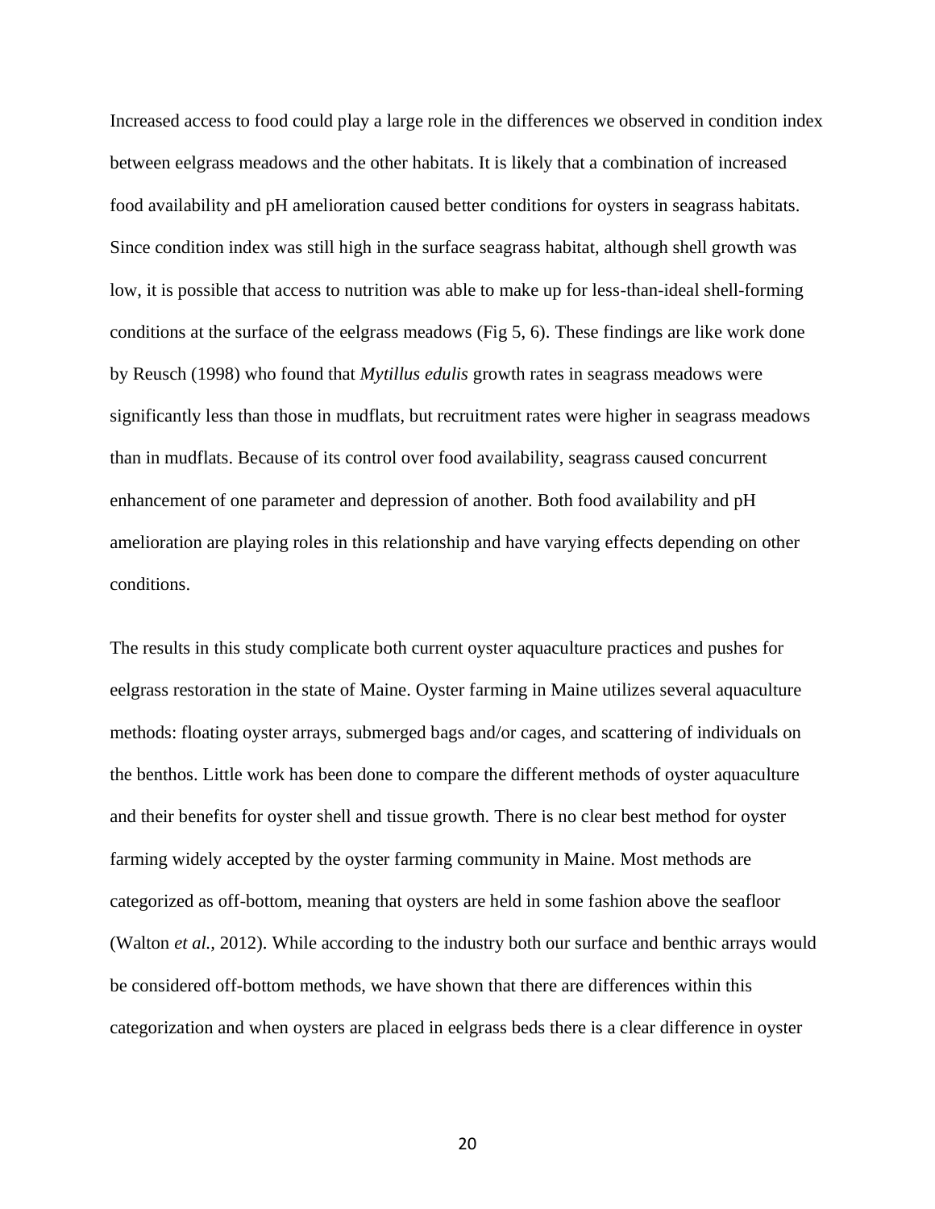Increased access to food could play a large role in the differences we observed in condition index between eelgrass meadows and the other habitats. It is likely that a combination of increased food availability and pH amelioration caused better conditions for oysters in seagrass habitats. Since condition index was still high in the surface seagrass habitat, although shell growth was low, it is possible that access to nutrition was able to make up for less-than-ideal shell-forming conditions at the surface of the eelgrass meadows (Fig 5, 6). These findings are like work done by Reusch (1998) who found that *Mytillus edulis* growth rates in seagrass meadows were significantly less than those in mudflats, but recruitment rates were higher in seagrass meadows than in mudflats. Because of its control over food availability, seagrass caused concurrent enhancement of one parameter and depression of another. Both food availability and pH amelioration are playing roles in this relationship and have varying effects depending on other conditions.

The results in this study complicate both current oyster aquaculture practices and pushes for eelgrass restoration in the state of Maine. Oyster farming in Maine utilizes several aquaculture methods: floating oyster arrays, submerged bags and/or cages, and scattering of individuals on the benthos. Little work has been done to compare the different methods of oyster aquaculture and their benefits for oyster shell and tissue growth. There is no clear best method for oyster farming widely accepted by the oyster farming community in Maine. Most methods are categorized as off-bottom, meaning that oysters are held in some fashion above the seafloor (Walton *et al.*, 2012). While according to the industry both our surface and benthic arrays would be considered off-bottom methods, we have shown that there are differences within this categorization and when oysters are placed in eelgrass beds there is a clear difference in oyster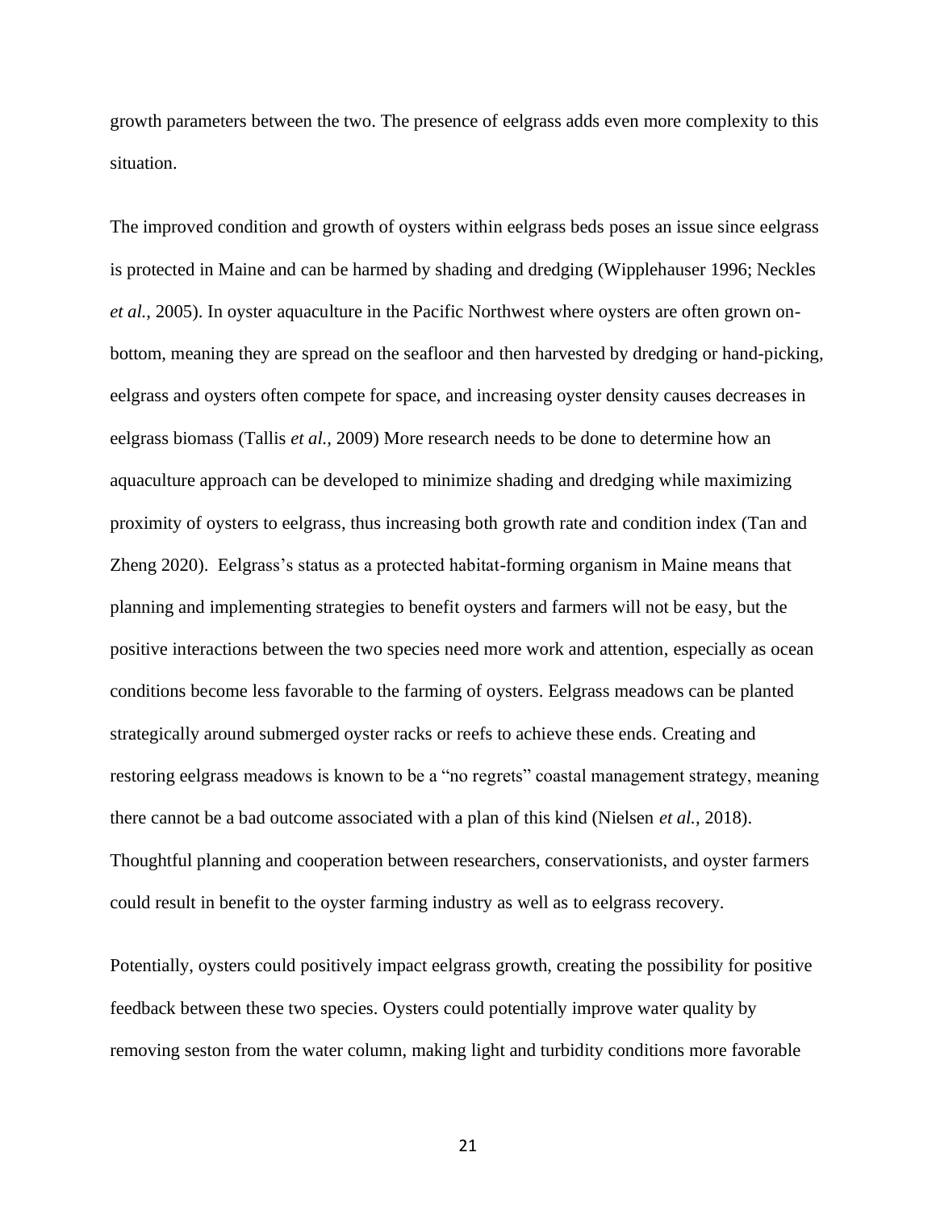growth parameters between the two. The presence of eelgrass adds even more complexity to this situation.

The improved condition and growth of oysters within eelgrass beds poses an issue since eelgrass is protected in Maine and can be harmed by shading and dredging (Wipplehauser 1996; Neckles *et al.,* 2005). In oyster aquaculture in the Pacific Northwest where oysters are often grown on-bottom, meaning they are spread on the seafloor and then harvested by dredging or hand-picking, eelgrass and oysters often compete for space, and increasing oyster density causes decreases in eelgrass biomass (Tallis *et al.,* 2009) More research needs to be done to determine how an aquaculture approach can be developed to minimize shading and dredging while maximizing proximity of oysters to eelgrass, thus increasing both growth rate and condition index (Tan and Zheng 2020). Eelgrass's status as a protected habitat-forming organism in Maine means that planning and implementing strategies to benefit oysters and farmers will not be easy, but the positive interactions between the two species need more work and attention, especially as ocean conditions become less favorable to the farming of oysters. Eelgrass meadows can be planted strategically around submerged oyster racks or reefs to achieve these ends. Creating and restoring eelgrass meadows is known to be a "no regrets" coastal management strategy, meaning there cannot be a bad outcome associated with a plan of this kind (Nielsen *et al.,* 2018). Thoughtful planning and cooperation between researchers, conservationists, and oyster farmers could result in benefit to the oyster farming industry as well as to eelgrass recovery.

Potentially, oysters could positively impact eelgrass growth, creating the possibility for positive feedback between these two species. Oysters could potentially improve water quality by removing seston from the water column, making light and turbidity conditions more favorable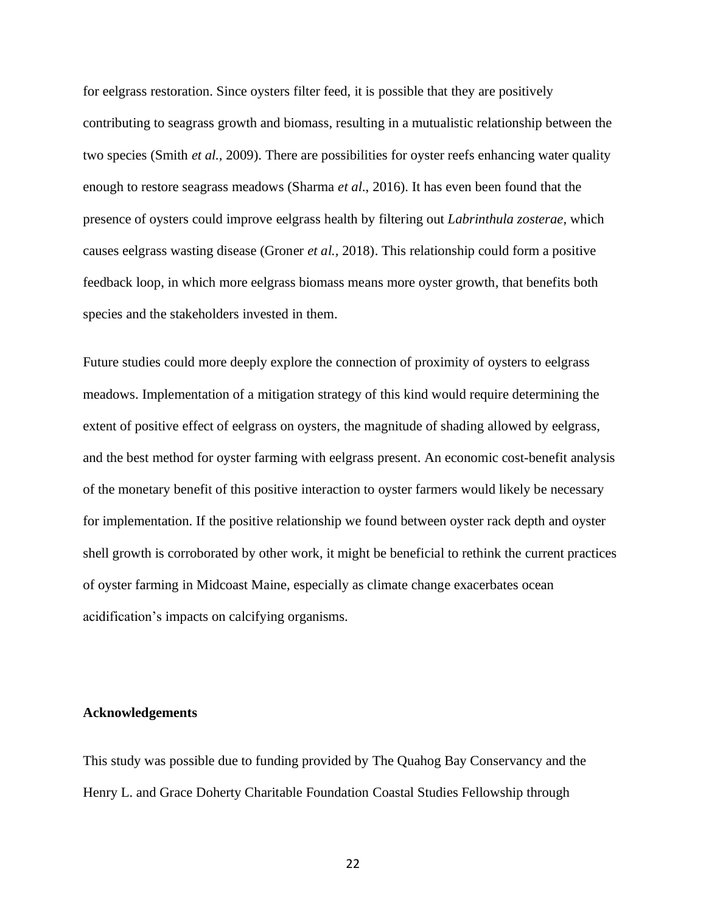for eelgrass restoration. Since oysters filter feed, it is possible that they are positively contributing to seagrass growth and biomass, resulting in a mutualistic relationship between the two species (Smith *et al.*, 2009). There are possibilities for oyster reefs enhancing water quality enough to restore seagrass meadows (Sharma *et al*., 2016). It has even been found that the presence of oysters could improve eelgrass health by filtering out *Labrinthula zosterae*, which causes eelgrass wasting disease (Groner *et al.,* 2018). This relationship could form a positive feedback loop, in which more eelgrass biomass means more oyster growth, that benefits both species and the stakeholders invested in them.

Future studies could more deeply explore the connection of proximity of oysters to eelgrass meadows. Implementation of a mitigation strategy of this kind would require determining the extent of positive effect of eelgrass on oysters, the magnitude of shading allowed by eelgrass, and the best method for oyster farming with eelgrass present. An economic cost-benefit analysis of the monetary benefit of this positive interaction to oyster farmers would likely be necessary for implementation. If the positive relationship we found between oyster rack depth and oyster shell growth is corroborated by other work, it might be beneficial to rethink the current practices of oyster farming in Midcoast Maine, especially as climate change exacerbates ocean acidification's impacts on calcifying organisms.

**Acknowledgements**

This study was possible due to funding provided by The Quahog Bay Conservancy and the Henry L. and Grace Doherty Charitable Foundation Coastal Studies Fellowship through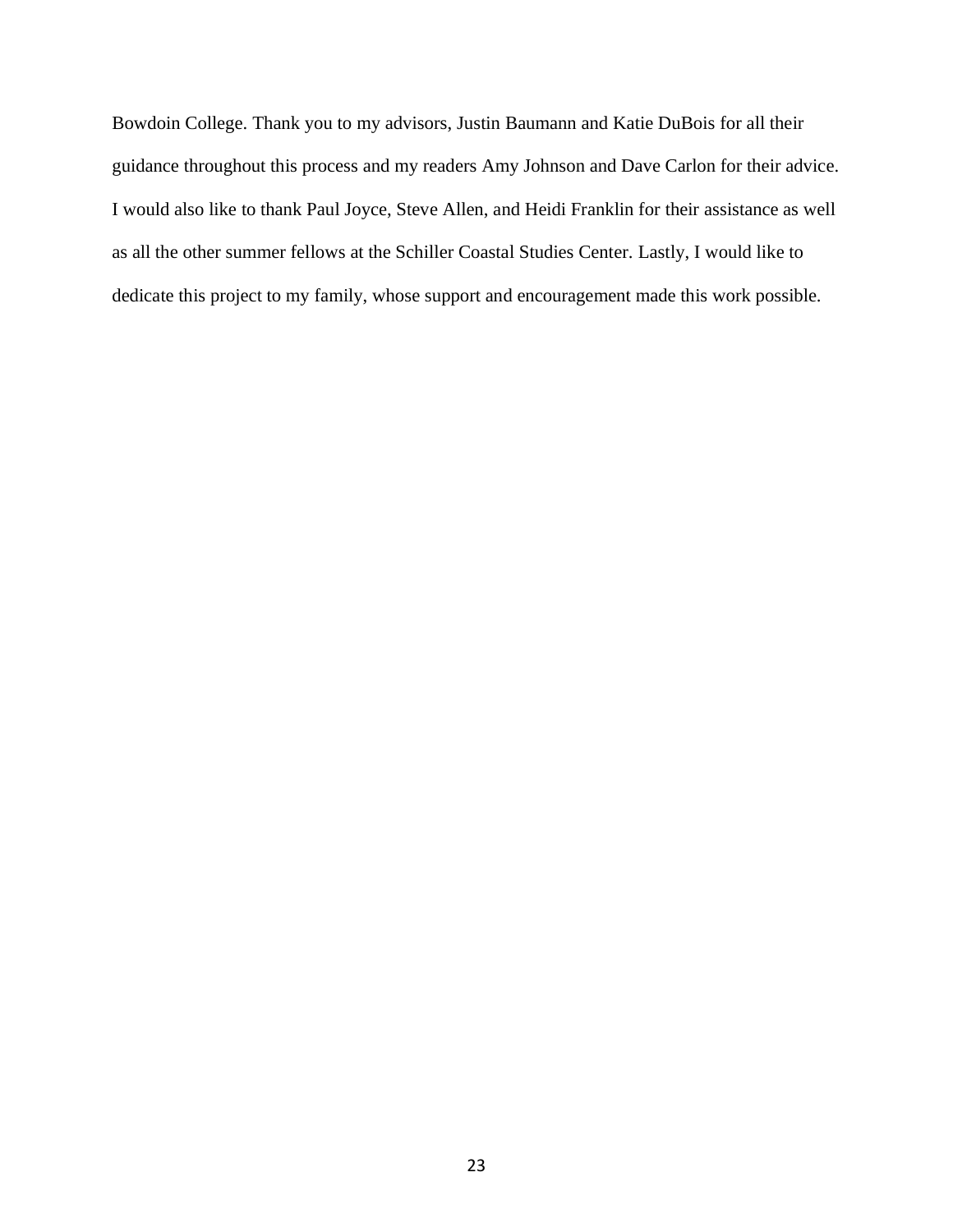Bowdoin College. Thank you to my advisors, Justin Baumann and Katie DuBois for all their guidance throughout this process and my readers Amy Johnson and Dave Carlon for their advice. I would also like to thank Paul Joyce, Steve Allen, and Heidi Franklin for their assistance as well as all the other summer fellows at the Schiller Coastal Studies Center. Lastly, I would like to dedicate this project to my family, whose support and encouragement made this work possible.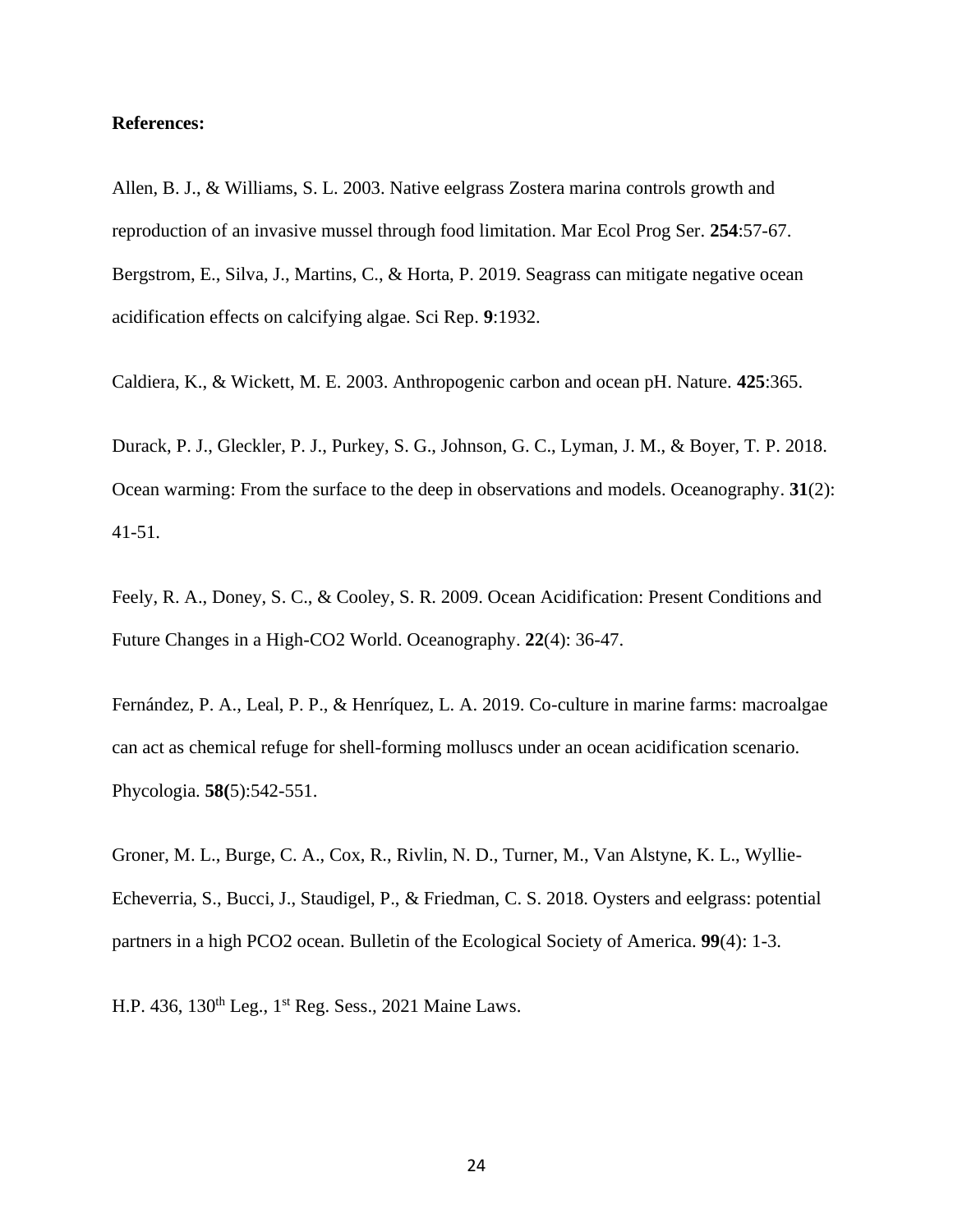**References:**

Allen, B. J., & Williams, S. L. 2003. Native eelgrass Zostera marina controls growth and reproduction of an invasive mussel through food limitation. Mar Ecol Prog Ser. **254**:57-67.

Bergstrom, E., Silva, J., Martins, C., & Horta, P. 2019. Seagrass can mitigate negative ocean acidification effects on calcifying algae. Sci Rep. **9**:1932.

Caldiera, K., & Wickett, M. E. 2003. Anthropogenic carbon and ocean pH. Nature. **425**:365.

Durack, P. J., Gleckler, P. J., Purkey, S. G., Johnson, G. C., Lyman, J. M., & Boyer, T. P. 2018. Ocean warming: From the surface to the deep in observations and models. Oceanography. **31**(2): 41-51.

Feely, R. A., Doney, S. C., & Cooley, S. R. 2009. Ocean Acidification: Present Conditions and Future Changes in a High-CO2 World. Oceanography. **22**(4): 36-47.

Fernández, P. A., Leal, P. P., & Henríquez, L. A. 2019. Co-culture in marine farms: macroalgae can act as chemical refuge for shell-forming molluscs under an ocean acidification scenario. Phycologia. **58(**5):542-551.

Groner, M. L., Burge, C. A., Cox, R., Rivlin, N. D., Turner, M., Van Alstyne, K. L., Wyllie-Echeverria, S., Bucci, J., Staudigel, P., & Friedman, C. S. 2018. Oysters and eelgrass: potential partners in a high PCO2 ocean. Bulletin of the Ecological Society of America. **99**(4): 1-3.

H.P. 436, 130th Leg., 1st Reg. Sess., 2021 Maine Laws.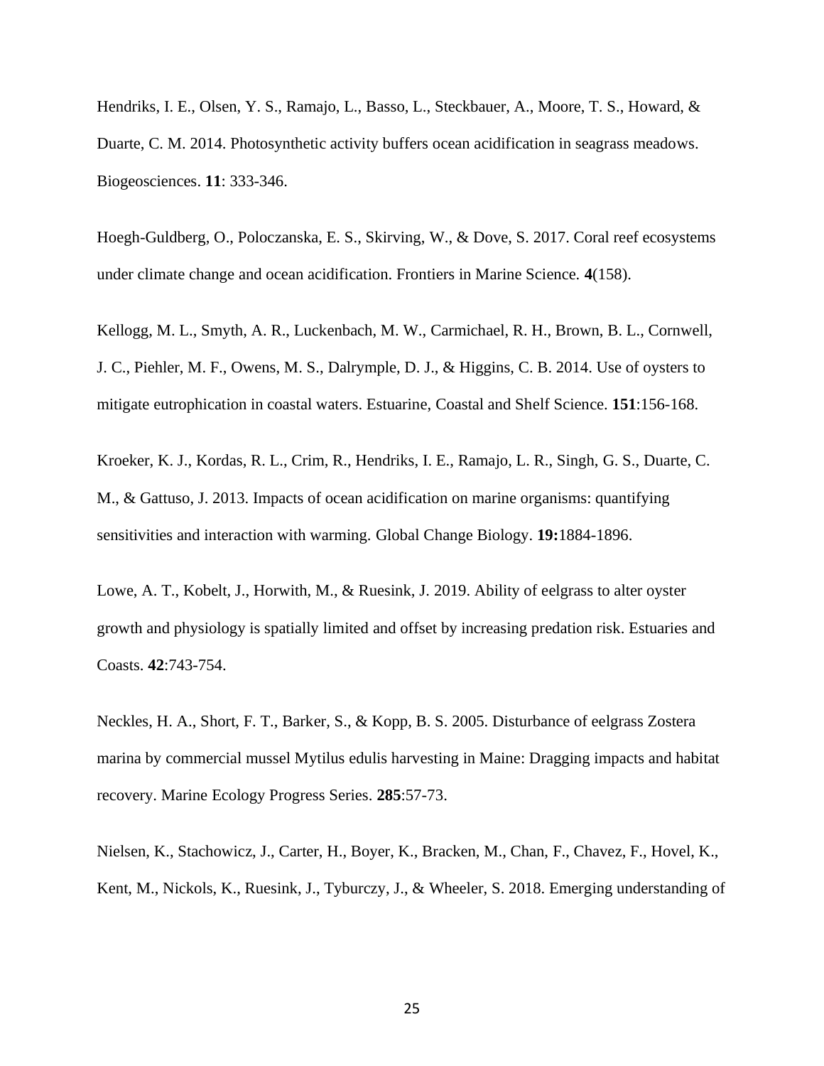Hendriks, I. E., Olsen, Y. S., Ramajo, L., Basso, L., Steckbauer, A., Moore, T. S., Howard, & Duarte, C. M. 2014. Photosynthetic activity buffers ocean acidification in seagrass meadows. Biogeosciences. **11**: 333-346.

Hoegh-Guldberg, O., Poloczanska, E. S., Skirving, W., & Dove, S. 2017. Coral reef ecosystems under climate change and ocean acidification. Frontiers in Marine Science. **4**(158).

Kellogg, M. L., Smyth, A. R., Luckenbach, M. W., Carmichael, R. H., Brown, B. L., Cornwell, J. C., Piehler, M. F., Owens, M. S., Dalrymple, D. J., & Higgins, C. B. 2014. Use of oysters to mitigate eutrophication in coastal waters. Estuarine, Coastal and Shelf Science. **151**:156-168.

Kroeker, K. J., Kordas, R. L., Crim, R., Hendriks, I. E., Ramajo, L. R., Singh, G. S., Duarte, C. M., & Gattuso, J. 2013. Impacts of ocean acidification on marine organisms: quantifying sensitivities and interaction with warming. Global Change Biology. **19:**1884-1896.

Lowe, A. T., Kobelt, J., Horwith, M., & Ruesink, J. 2019. Ability of eelgrass to alter oyster growth and physiology is spatially limited and offset by increasing predation risk. Estuaries and Coasts. **42**:743-754.

Neckles, H. A., Short, F. T., Barker, S., & Kopp, B. S. 2005. Disturbance of eelgrass Zostera marina by commercial mussel Mytilus edulis harvesting in Maine: Dragging impacts and habitat recovery. Marine Ecology Progress Series. **285**:57-73.

Nielsen, K., Stachowicz, J., Carter, H., Boyer, K., Bracken, M., Chan, F., Chavez, F., Hovel, K., Kent, M., Nickols, K., Ruesink, J., Tyburczy, J., & Wheeler, S. 2018. Emerging understanding of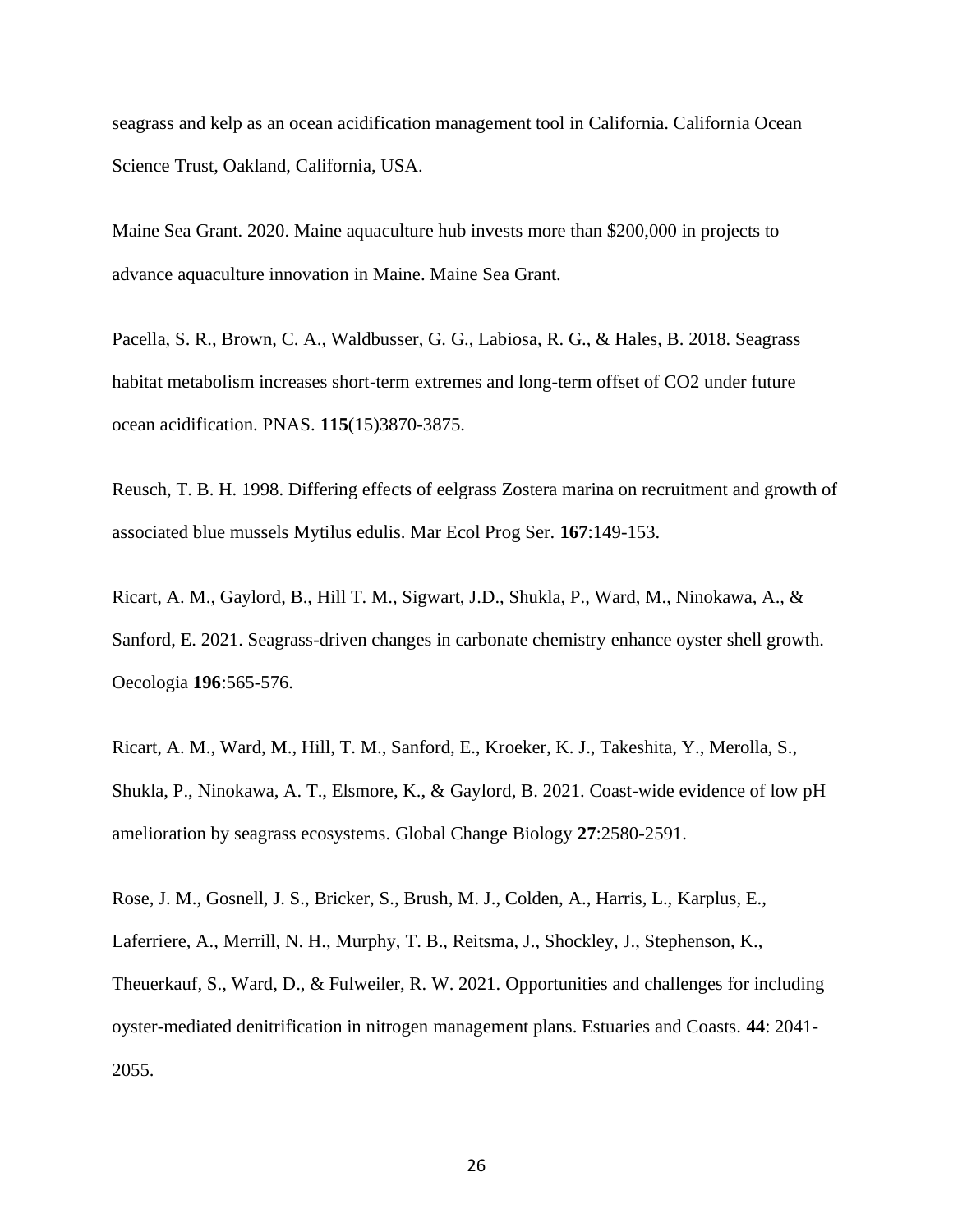seagrass and kelp as an ocean acidification management tool in California. California Ocean Science Trust, Oakland, California, USA.

Maine Sea Grant. 2020. Maine aquaculture hub invests more than $200,000 in projects to advance aquaculture innovation in Maine. Maine Sea Grant.

Pacella, S. R., Brown, C. A., Waldbusser, G. G., Labiosa, R. G., & Hales, B. 2018. Seagrass habitat metabolism increases short-term extremes and long-term offset of CO2 under future ocean acidification. PNAS. **115**(15)3870-3875.

Reusch, T. B. H. 1998. Differing effects of eelgrass Zostera marina on recruitment and growth of associated blue mussels Mytilus edulis. Mar Ecol Prog Ser. **167**:149-153.

Ricart, A. M., Gaylord, B., Hill T. M., Sigwart, J.D., Shukla, P., Ward, M., Ninokawa, A., & Sanford, E. 2021. Seagrass-driven changes in carbonate chemistry enhance oyster shell growth. Oecologia **196**:565-576.

Ricart, A. M., Ward, M., Hill, T. M., Sanford, E., Kroeker, K. J., Takeshita, Y., Merolla, S., Shukla, P., Ninokawa, A. T., Elsmore, K., & Gaylord, B. 2021. Coast-wide evidence of low pH amelioration by seagrass ecosystems. Global Change Biology **27**:2580-2591.

Rose, J. M., Gosnell, J. S., Bricker, S., Brush, M. J., Colden, A., Harris, L., Karplus, E., Laferriere, A., Merrill, N. H., Murphy, T. B., Reitsma, J., Shockley, J., Stephenson, K., Theuerkauf, S., Ward, D., & Fulweiler, R. W. 2021. Opportunities and challenges for including oyster-mediated denitrification in nitrogen management plans. Estuaries and Coasts. **44**: 2041-2055.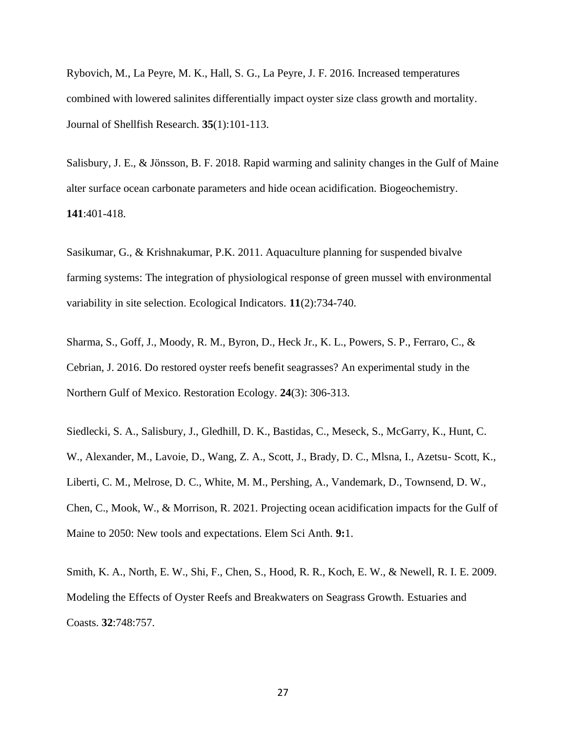Rybovich, M., La Peyre, M. K., Hall, S. G., La Peyre, J. F. 2016. Increased temperatures combined with lowered salinites differentially impact oyster size class growth and mortality. Journal of Shellfish Research. **35**(1):101-113.

Salisbury, J. E., & Jönsson, B. F. 2018. Rapid warming and salinity changes in the Gulf of Maine alter surface ocean carbonate parameters and hide ocean acidification. Biogeochemistry. **141**:401-418.

Sasikumar, G., & Krishnakumar, P.K. 2011. Aquaculture planning for suspended bivalve farming systems: The integration of physiological response of green mussel with environmental variability in site selection. Ecological Indicators. **11**(2):734-740.

Sharma, S., Goff, J., Moody, R. M., Byron, D., Heck Jr., K. L., Powers, S. P., Ferraro, C., & Cebrian, J. 2016. Do restored oyster reefs benefit seagrasses? An experimental study in the Northern Gulf of Mexico. Restoration Ecology. **24**(3): 306-313.

Siedlecki, S. A., Salisbury, J., Gledhill, D. K., Bastidas, C., Meseck, S., McGarry, K., Hunt, C. W., Alexander, M., Lavoie, D., Wang, Z. A., Scott, J., Brady, D. C., Mlsna, I., Azetsu- Scott, K., Liberti, C. M., Melrose, D. C., White, M. M., Pershing, A., Vandemark, D., Townsend, D. W., Chen, C., Mook, W., & Morrison, R. 2021. Projecting ocean acidification impacts for the Gulf of Maine to 2050: New tools and expectations. Elem Sci Anth. **9:**1.

Smith, K. A., North, E. W., Shi, F., Chen, S., Hood, R. R., Koch, E. W., & Newell, R. I. E. 2009. Modeling the Effects of Oyster Reefs and Breakwaters on Seagrass Growth. Estuaries and Coasts. **32**:748:757.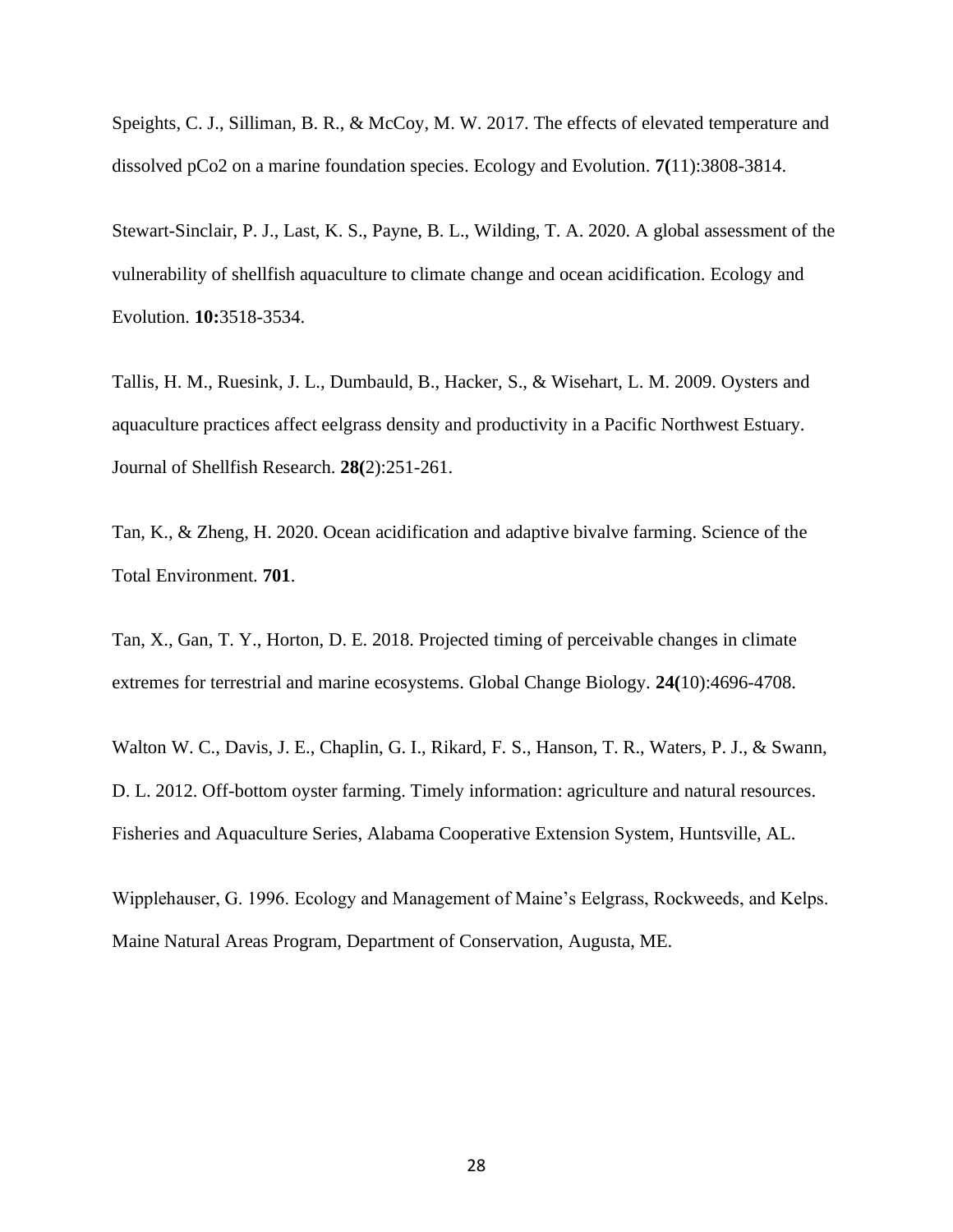Speights, C. J., Silliman, B. R., & McCoy, M. W. 2017. The effects of elevated temperature and dissolved pCo2 on a marine foundation species. Ecology and Evolution. **7(**11):3808-3814.

Stewart-Sinclair, P. J., Last, K. S., Payne, B. L., Wilding, T. A. 2020. A global assessment of the vulnerability of shellfish aquaculture to climate change and ocean acidification. Ecology and Evolution. **10:**3518-3534.

Tallis, H. M., Ruesink, J. L., Dumbauld, B., Hacker, S., & Wisehart, L. M. 2009. Oysters and aquaculture practices affect eelgrass density and productivity in a Pacific Northwest Estuary. Journal of Shellfish Research. **28(**2):251-261.

Tan, K., & Zheng, H. 2020. Ocean acidification and adaptive bivalve farming. Science of the Total Environment. **701**.

Tan, X., Gan, T. Y., Horton, D. E. 2018. Projected timing of perceivable changes in climate extremes for terrestrial and marine ecosystems. Global Change Biology. **24(**10):4696-4708.

Walton W. C., Davis, J. E., Chaplin, G. I., Rikard, F. S., Hanson, T. R., Waters, P. J., & Swann, D. L. 2012. Off-bottom oyster farming. Timely information: agriculture and natural resources. Fisheries and Aquaculture Series, Alabama Cooperative Extension System, Huntsville, AL.

Wipplehauser, G. 1996. Ecology and Management of Maine's Eelgrass, Rockweeds, and Kelps. Maine Natural Areas Program, Department of Conservation, Augusta, ME.